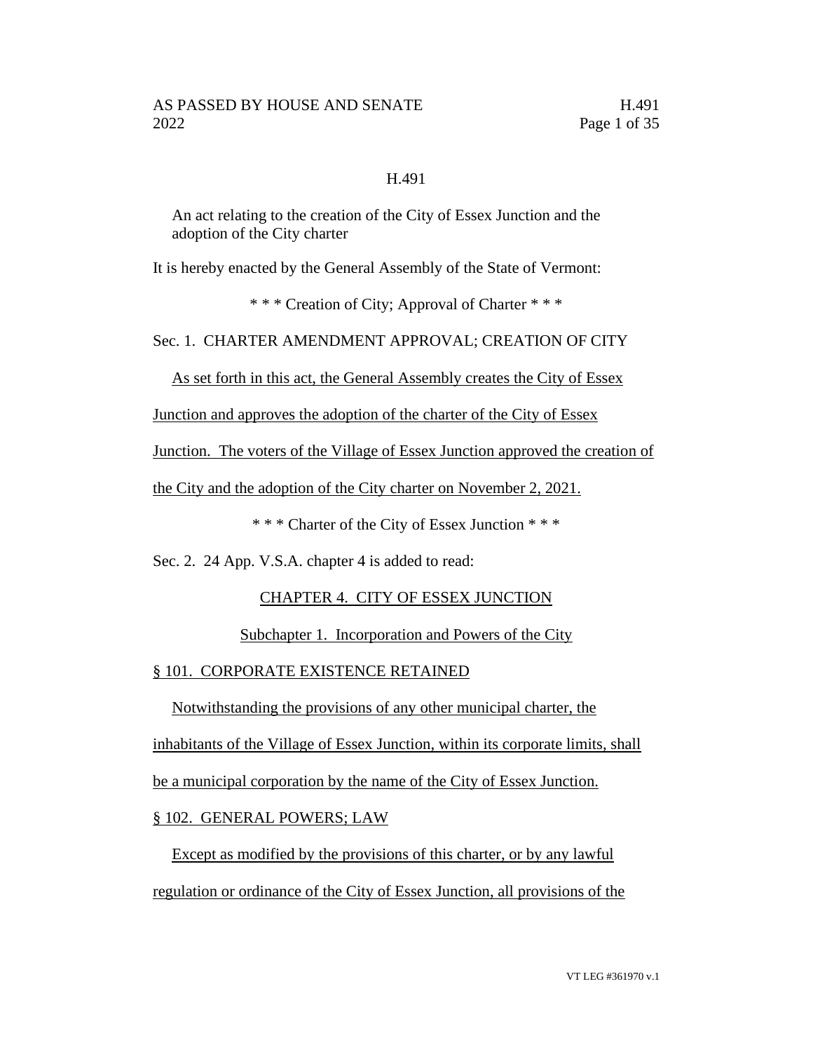# H.491

An act relating to the creation of the City of Essex Junction and the adoption of the City charter

It is hereby enacted by the General Assembly of the State of Vermont:

\* \* \* Creation of City; Approval of Charter \* \* \*

Sec. 1. CHARTER AMENDMENT APPROVAL; CREATION OF CITY

As set forth in this act, the General Assembly creates the City of Essex Junction and approves the adoption of the charter of the City of Essex Junction. The voters of the Village of Essex Junction approved the creation of the City and the adoption of the City charter on November 2, 2021.

\* \* \* Charter of the City of Essex Junction \* \* \*

Sec. 2. 24 App. V.S.A. chapter 4 is added to read:

## CHAPTER 4. CITY OF ESSEX JUNCTION

### Subchapter 1. Incorporation and Powers of the City

§ 101. CORPORATE EXISTENCE RETAINED

Notwithstanding the provisions of any other municipal charter, the inhabitants of the Village of Essex Junction, within its corporate limits, shall be a municipal corporation by the name of the City of Essex Junction.

§ 102. GENERAL POWERS; LAW

Except as modified by the provisions of this charter, or by any lawful regulation or ordinance of the City of Essex Junction, all provisions of the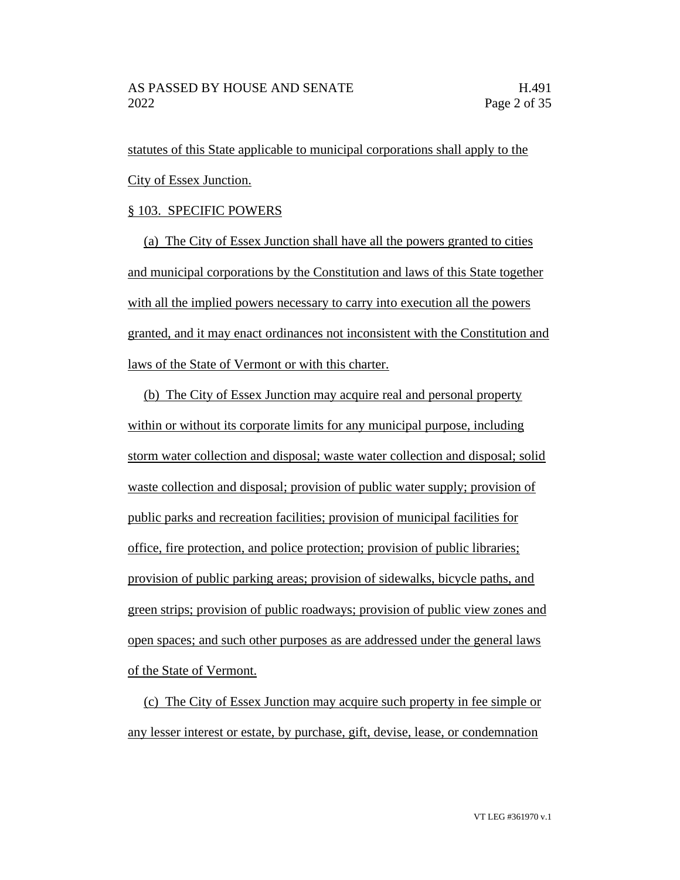statutes of this State applicable to municipal corporations shall apply to the City of Essex Junction.

§ 103. SPECIFIC POWERS

(a) The City of Essex Junction shall have all the powers granted to cities and municipal corporations by the Constitution and laws of this State together with all the implied powers necessary to carry into execution all the powers granted, and it may enact ordinances not inconsistent with the Constitution and laws of the State of Vermont or with this charter.

(b) The City of Essex Junction may acquire real and personal property within or without its corporate limits for any municipal purpose, including storm water collection and disposal; waste water collection and disposal; solid waste collection and disposal; provision of public water supply; provision of public parks and recreation facilities; provision of municipal facilities for office, fire protection, and police protection; provision of public libraries; provision of public parking areas; provision of sidewalks, bicycle paths, and green strips; provision of public roadways; provision of public view zones and open spaces; and such other purposes as are addressed under the general laws of the State of Vermont.

(c) The City of Essex Junction may acquire such property in fee simple or any lesser interest or estate, by purchase, gift, devise, lease, or condemnation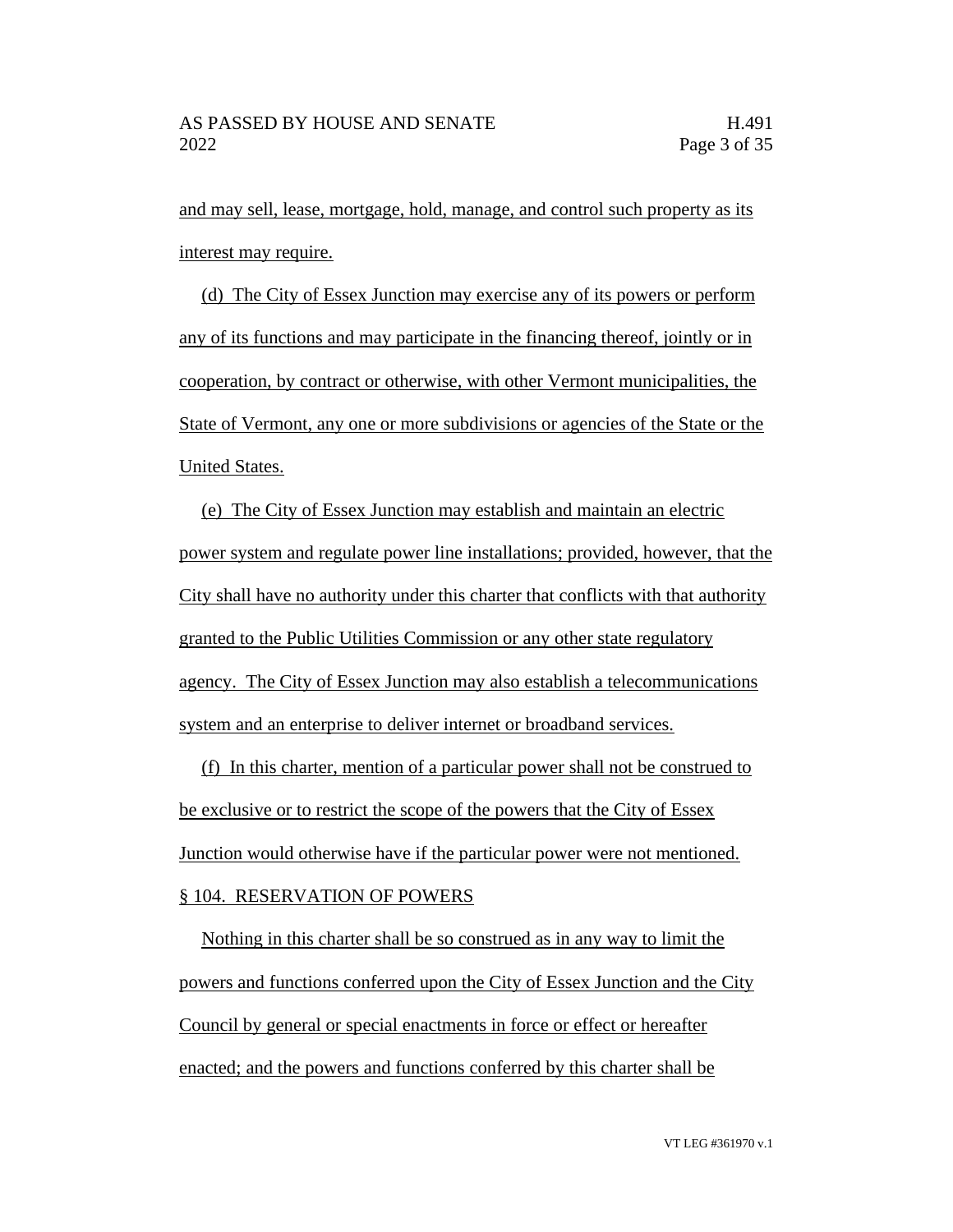and may sell, lease, mortgage, hold, manage, and control such property as its interest may require.

(d) The City of Essex Junction may exercise any of its powers or perform any of its functions and may participate in the financing thereof, jointly or in cooperation, by contract or otherwise, with other Vermont municipalities, the State of Vermont, any one or more subdivisions or agencies of the State or the United States.

(e) The City of Essex Junction may establish and maintain an electric power system and regulate power line installations; provided, however, that the City shall have no authority under this charter that conflicts with that authority granted to the Public Utilities Commission or any other state regulatory agency. The City of Essex Junction may also establish a telecommunications system and an enterprise to deliver internet or broadband services.

(f) In this charter, mention of a particular power shall not be construed to be exclusive or to restrict the scope of the powers that the City of Essex Junction would otherwise have if the particular power were not mentioned.

§ 104. RESERVATION OF POWERS

Nothing in this charter shall be so construed as in any way to limit the powers and functions conferred upon the City of Essex Junction and the City Council by general or special enactments in force or effect or hereafter enacted; and the powers and functions conferred by this charter shall be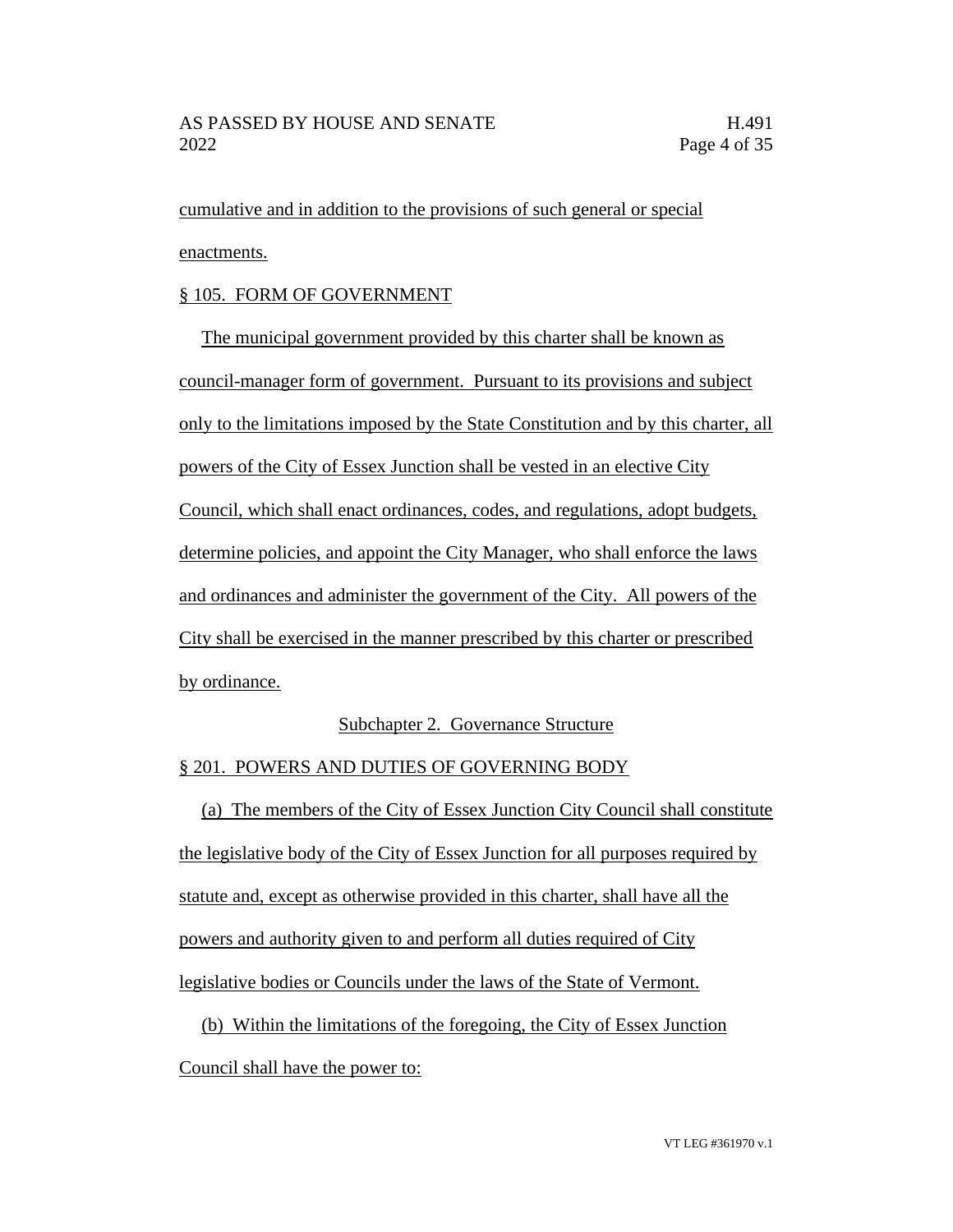cumulative and in addition to the provisions of such general or special enactments.

§ 105. FORM OF GOVERNMENT

The municipal government provided by this charter shall be known as council-manager form of government. Pursuant to its provisions and subject only to the limitations imposed by the State Constitution and by this charter, all powers of the City of Essex Junction shall be vested in an elective City Council, which shall enact ordinances, codes, and regulations, adopt budgets, determine policies, and appoint the City Manager, who shall enforce the laws and ordinances and administer the government of the City. All powers of the City shall be exercised in the manner prescribed by this charter or prescribed by ordinance.

Subchapter 2. Governance Structure

§ 201. POWERS AND DUTIES OF GOVERNING BODY

(a) The members of the City of Essex Junction City Council shall constitute the legislative body of the City of Essex Junction for all purposes required by statute and, except as otherwise provided in this charter, shall have all the powers and authority given to and perform all duties required of City legislative bodies or Councils under the laws of the State of Vermont.

(b) Within the limitations of the foregoing, the City of Essex Junction Council shall have the power to: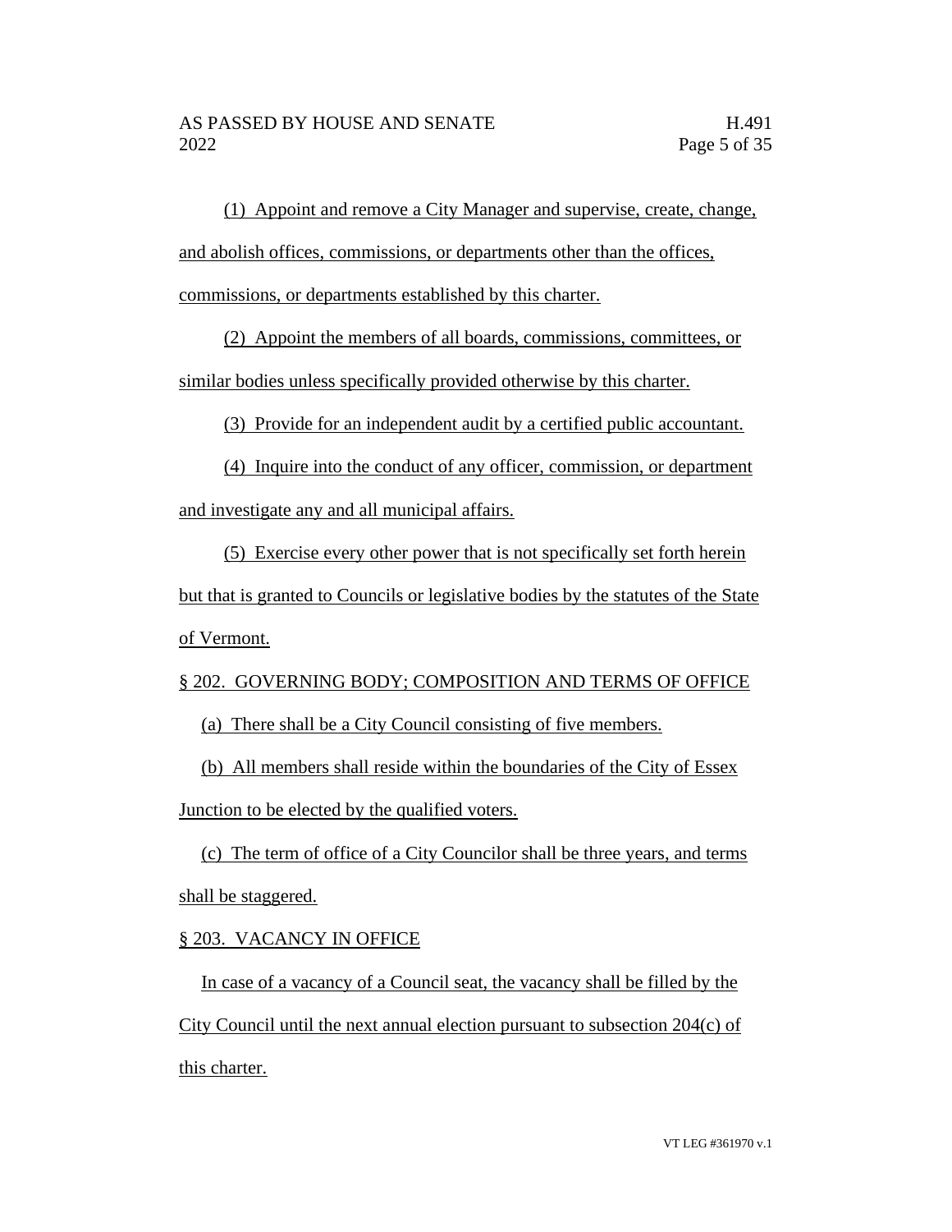(1) Appoint and remove a City Manager and supervise, create, change, and abolish offices, commissions, or departments other than the offices, commissions, or departments established by this charter.

(2) Appoint the members of all boards, commissions, committees, or similar bodies unless specifically provided otherwise by this charter.

(3) Provide for an independent audit by a certified public accountant.

(4) Inquire into the conduct of any officer, commission, or department and investigate any and all municipal affairs.

(5) Exercise every other power that is not specifically set forth herein but that is granted to Councils or legislative bodies by the statutes of the State of Vermont.

§ 202. GOVERNING BODY; COMPOSITION AND TERMS OF OFFICE

(a) There shall be a City Council consisting of five members.

(b) All members shall reside within the boundaries of the City of Essex Junction to be elected by the qualified voters.

(c) The term of office of a City Councilor shall be three years, and terms shall be staggered.

§ 203. VACANCY IN OFFICE

In case of a vacancy of a Council seat, the vacancy shall be filled by the City Council until the next annual election pursuant to subsection 204(c) of this charter.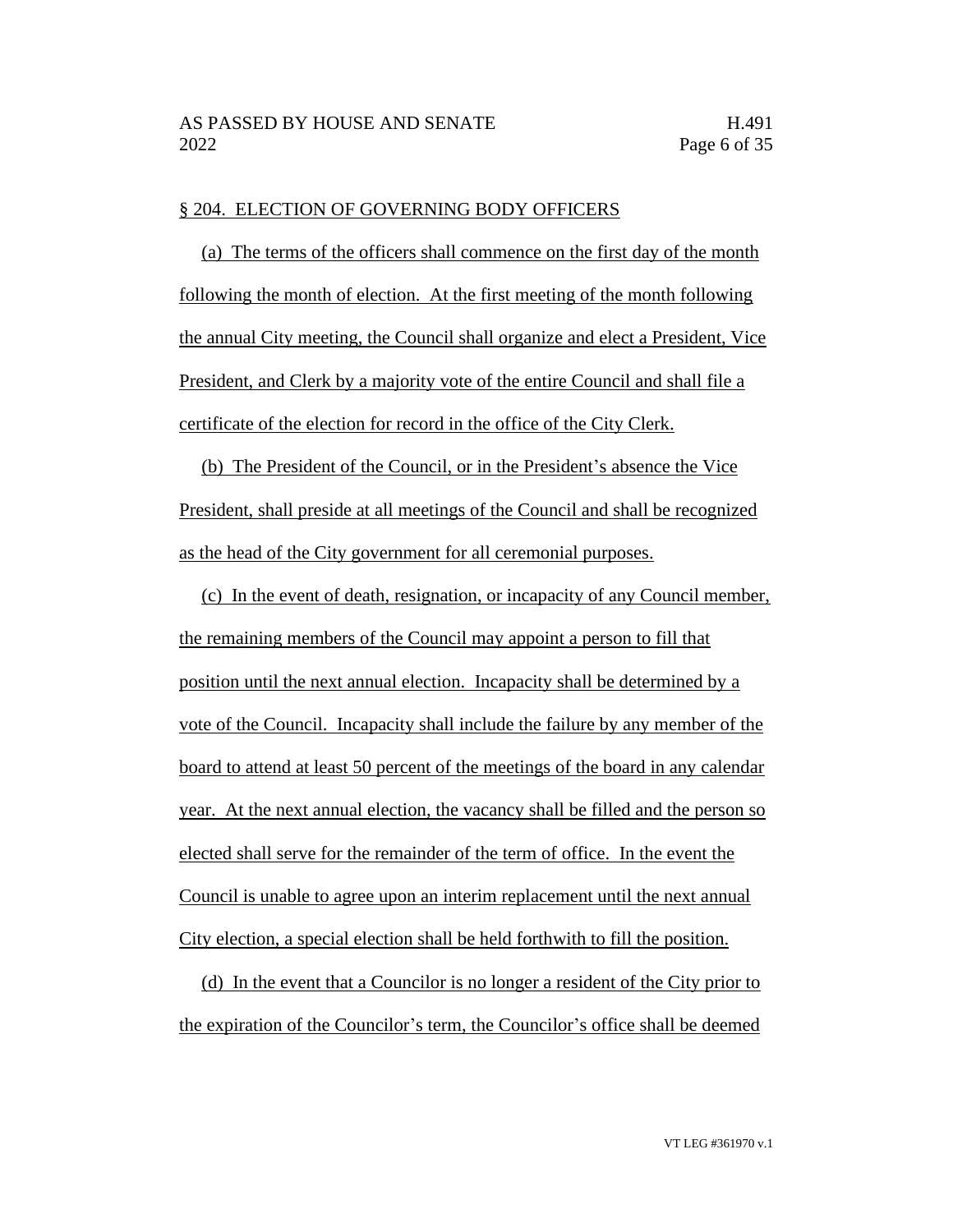§ 204. ELECTION OF GOVERNING BODY OFFICERS

(a) The terms of the officers shall commence on the first day of the month following the month of election. At the first meeting of the month following the annual City meeting, the Council shall organize and elect a President, Vice President, and Clerk by a majority vote of the entire Council and shall file a certificate of the election for record in the office of the City Clerk.

(b) The President of the Council, or in the President's absence the Vice President, shall preside at all meetings of the Council and shall be recognized as the head of the City government for all ceremonial purposes.

(c) In the event of death, resignation, or incapacity of any Council member, the remaining members of the Council may appoint a person to fill that position until the next annual election. Incapacity shall be determined by a vote of the Council. Incapacity shall include the failure by any member of the board to attend at least 50 percent of the meetings of the board in any calendar year. At the next annual election, the vacancy shall be filled and the person so elected shall serve for the remainder of the term of office. In the event the Council is unable to agree upon an interim replacement until the next annual City election, a special election shall be held forthwith to fill the position.

(d) In the event that a Councilor is no longer a resident of the City prior to the expiration of the Councilor's term, the Councilor's office shall be deemed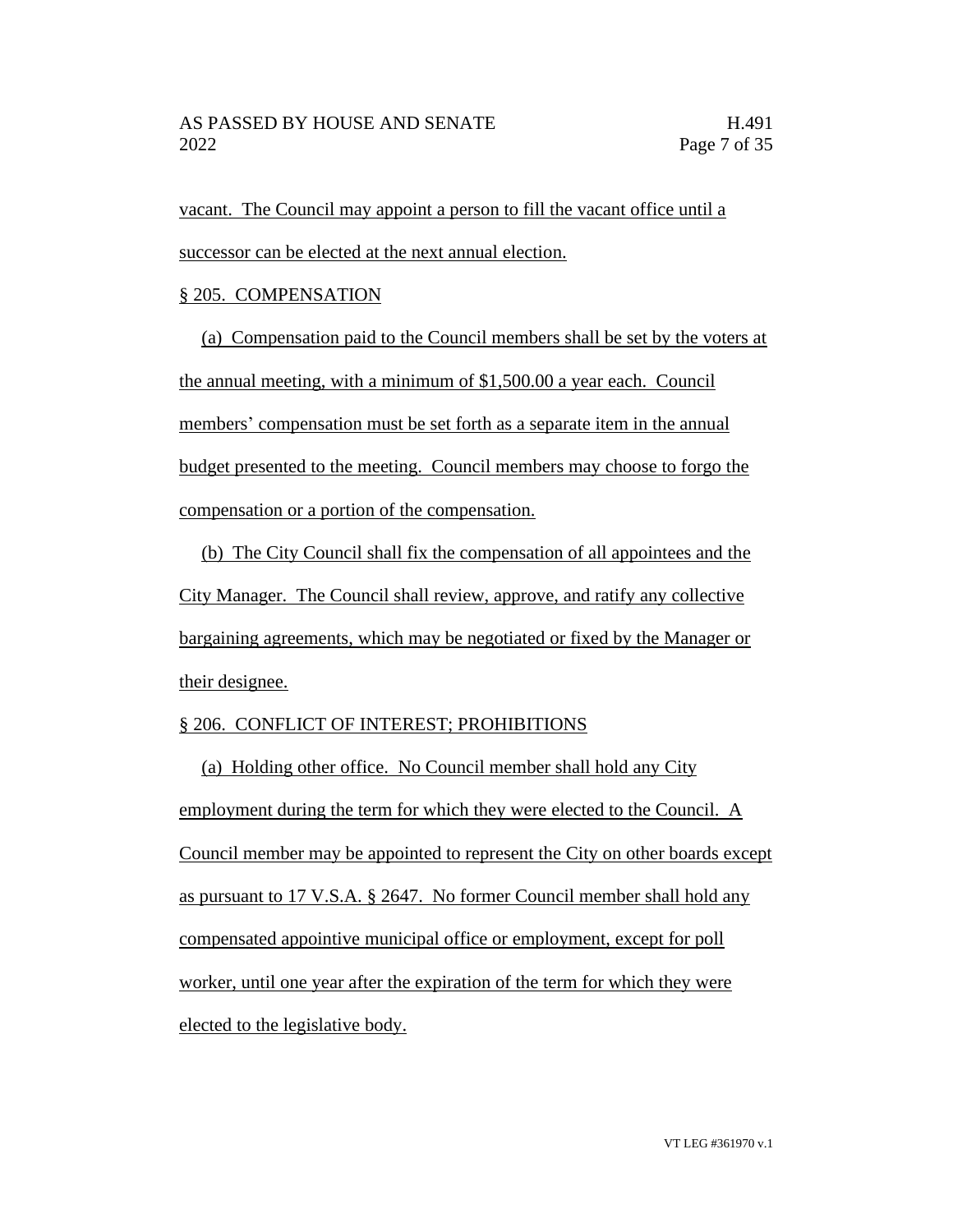vacant. The Council may appoint a person to fill the vacant office until a successor can be elected at the next annual election.

§ 205. COMPENSATION

(a) Compensation paid to the Council members shall be set by the voters at the annual meeting, with a minimum of $1,500.00 a year each. Council members' compensation must be set forth as a separate item in the annual budget presented to the meeting. Council members may choose to forgo the compensation or a portion of the compensation.

(b) The City Council shall fix the compensation of all appointees and the City Manager. The Council shall review, approve, and ratify any collective bargaining agreements, which may be negotiated or fixed by the Manager or their designee.

§ 206. CONFLICT OF INTEREST; PROHIBITIONS

(a) Holding other office. No Council member shall hold any City employment during the term for which they were elected to the Council. A Council member may be appointed to represent the City on other boards except as pursuant to 17 V.S.A. § 2647. No former Council member shall hold any compensated appointive municipal office or employment, except for poll worker, until one year after the expiration of the term for which they were elected to the legislative body.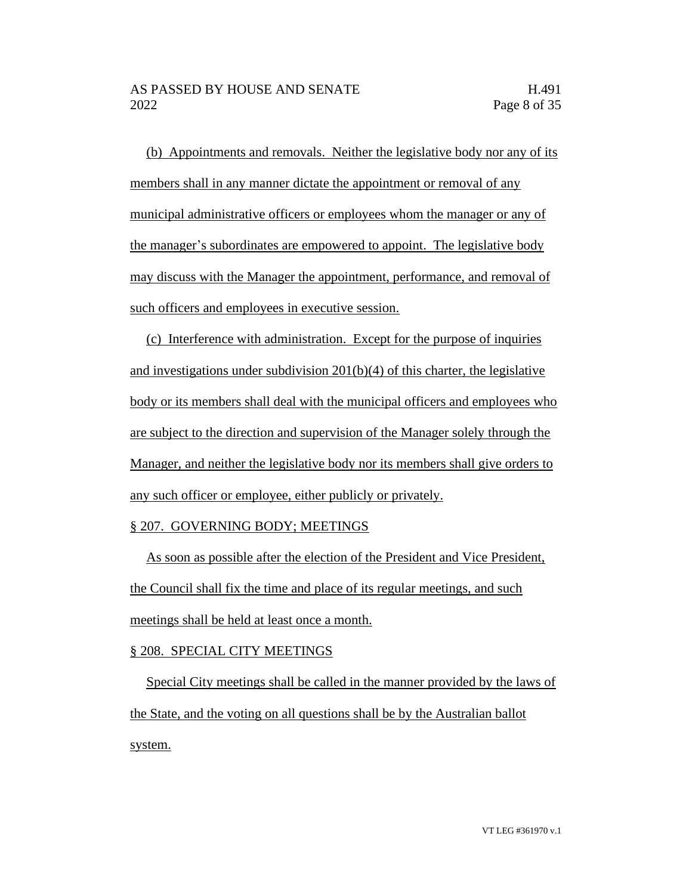(b) Appointments and removals. Neither the legislative body nor any of its members shall in any manner dictate the appointment or removal of any municipal administrative officers or employees whom the manager or any of the manager's subordinates are empowered to appoint. The legislative body may discuss with the Manager the appointment, performance, and removal of such officers and employees in executive session.

(c) Interference with administration. Except for the purpose of inquiries and investigations under subdivision 201(b)(4) of this charter, the legislative body or its members shall deal with the municipal officers and employees who are subject to the direction and supervision of the Manager solely through the Manager, and neither the legislative body nor its members shall give orders to any such officer or employee, either publicly or privately.

§ 207. GOVERNING BODY; MEETINGS

As soon as possible after the election of the President and Vice President, the Council shall fix the time and place of its regular meetings, and such meetings shall be held at least once a month.

§ 208. SPECIAL CITY MEETINGS

Special City meetings shall be called in the manner provided by the laws of the State, and the voting on all questions shall be by the Australian ballot system.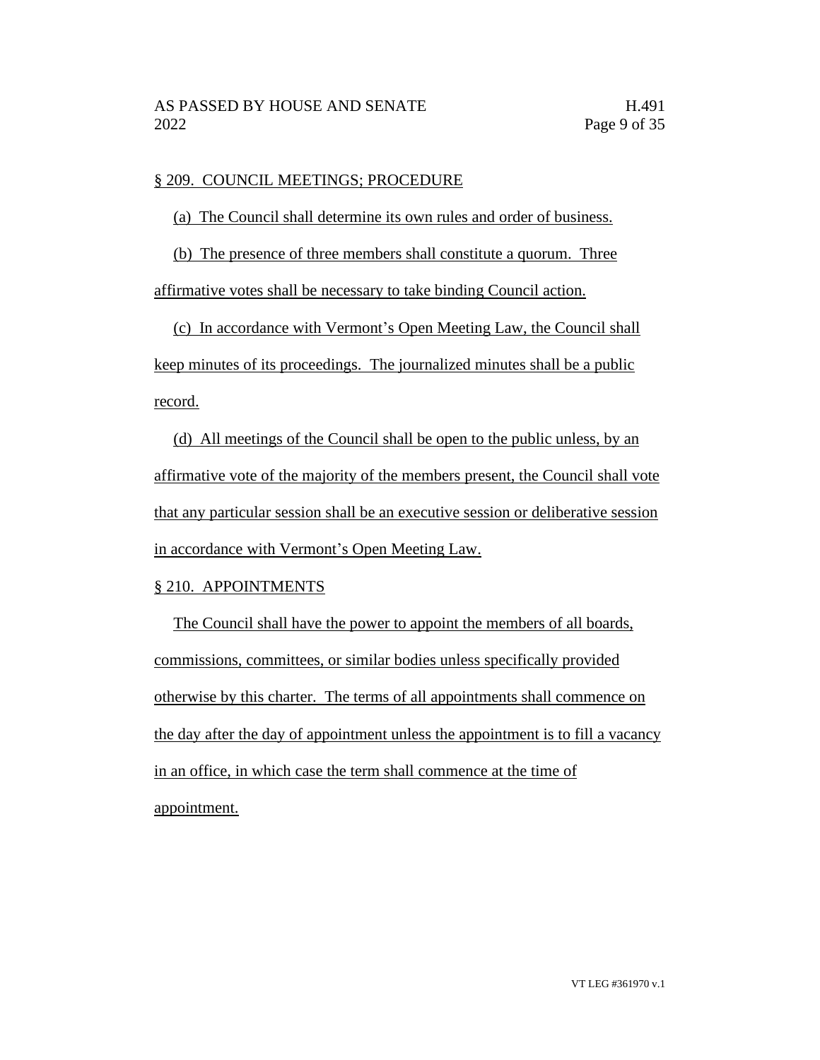§ 209. COUNCIL MEETINGS; PROCEDURE

(a) The Council shall determine its own rules and order of business.

(b) The presence of three members shall constitute a quorum. Three affirmative votes shall be necessary to take binding Council action.

(c) In accordance with Vermont's Open Meeting Law, the Council shall keep minutes of its proceedings. The journalized minutes shall be a public record.

(d) All meetings of the Council shall be open to the public unless, by an affirmative vote of the majority of the members present, the Council shall vote that any particular session shall be an executive session or deliberative session in accordance with Vermont's Open Meeting Law.

§ 210. APPOINTMENTS

The Council shall have the power to appoint the members of all boards, commissions, committees, or similar bodies unless specifically provided otherwise by this charter. The terms of all appointments shall commence on the day after the day of appointment unless the appointment is to fill a vacancy in an office, in which case the term shall commence at the time of appointment.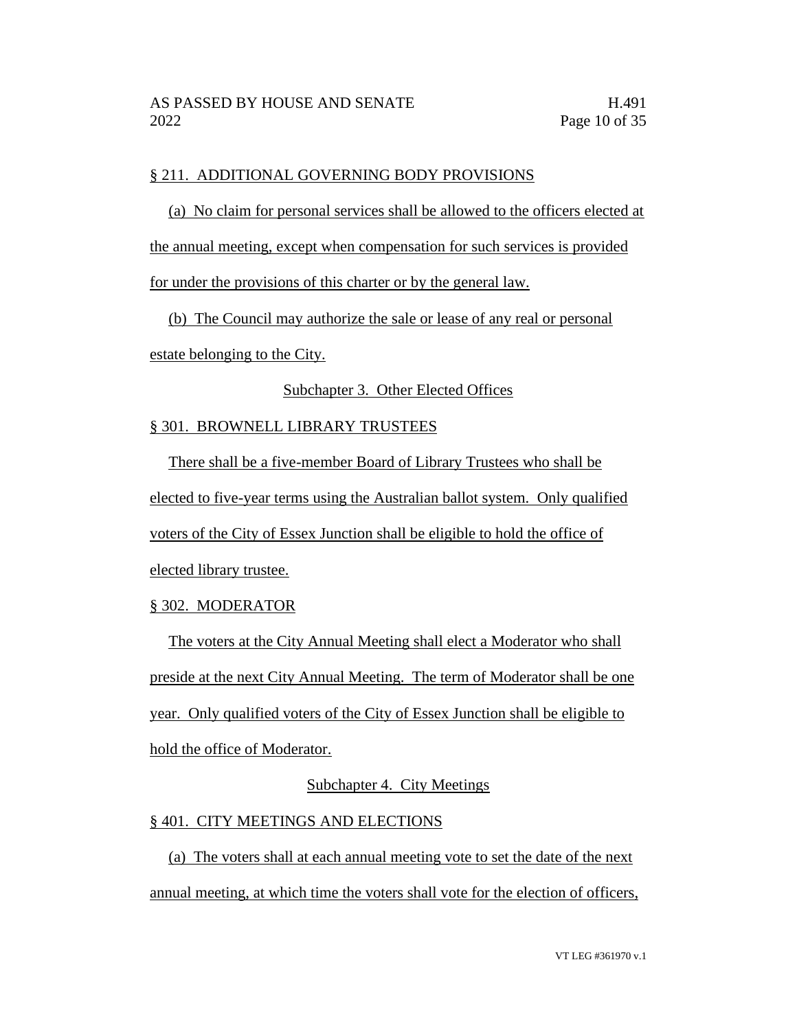§ 211. ADDITIONAL GOVERNING BODY PROVISIONS

(a) No claim for personal services shall be allowed to the officers elected at the annual meeting, except when compensation for such services is provided for under the provisions of this charter or by the general law.

(b) The Council may authorize the sale or lease of any real or personal estate belonging to the City.

Subchapter 3. Other Elected Offices

§ 301. BROWNELL LIBRARY TRUSTEES

There shall be a five-member Board of Library Trustees who shall be elected to five-year terms using the Australian ballot system. Only qualified voters of the City of Essex Junction shall be eligible to hold the office of elected library trustee.

§ 302. MODERATOR

The voters at the City Annual Meeting shall elect a Moderator who shall preside at the next City Annual Meeting. The term of Moderator shall be one year. Only qualified voters of the City of Essex Junction shall be eligible to hold the office of Moderator.

Subchapter 4. City Meetings

§ 401. CITY MEETINGS AND ELECTIONS

(a) The voters shall at each annual meeting vote to set the date of the next annual meeting, at which time the voters shall vote for the election of officers,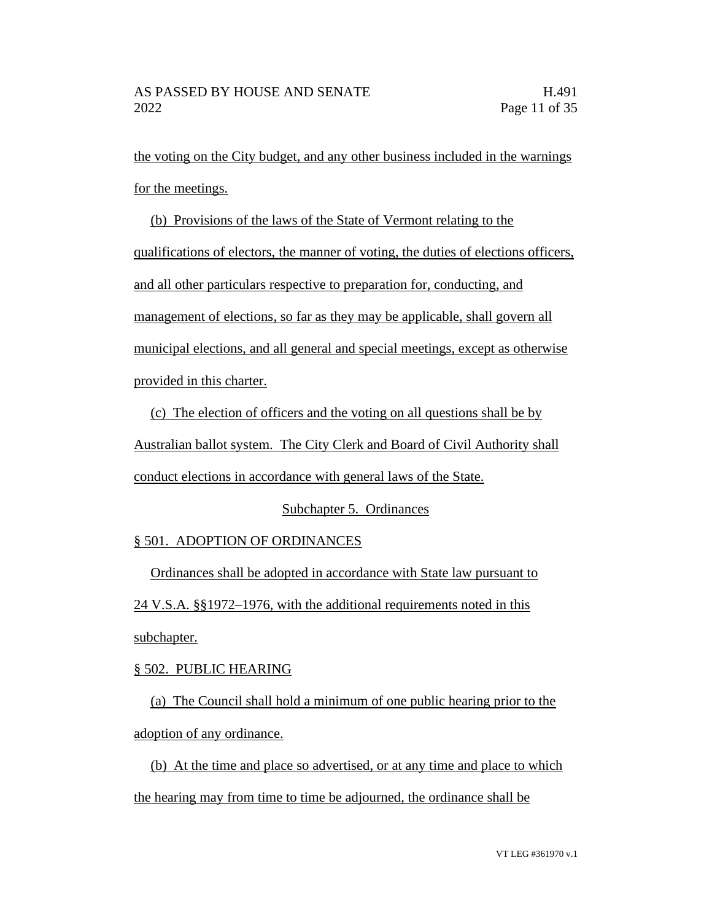the voting on the City budget, and any other business included in the warnings for the meetings.

(b) Provisions of the laws of the State of Vermont relating to the qualifications of electors, the manner of voting, the duties of elections officers, and all other particulars respective to preparation for, conducting, and management of elections, so far as they may be applicable, shall govern all municipal elections, and all general and special meetings, except as otherwise provided in this charter.

(c) The election of officers and the voting on all questions shall be by Australian ballot system. The City Clerk and Board of Civil Authority shall conduct elections in accordance with general laws of the State.

Subchapter 5. Ordinances

§ 501. ADOPTION OF ORDINANCES

Ordinances shall be adopted in accordance with State law pursuant to 24 V.S.A. §§1972–1976, with the additional requirements noted in this subchapter.

§ 502. PUBLIC HEARING

(a) The Council shall hold a minimum of one public hearing prior to the adoption of any ordinance.

(b) At the time and place so advertised, or at any time and place to which the hearing may from time to time be adjourned, the ordinance shall be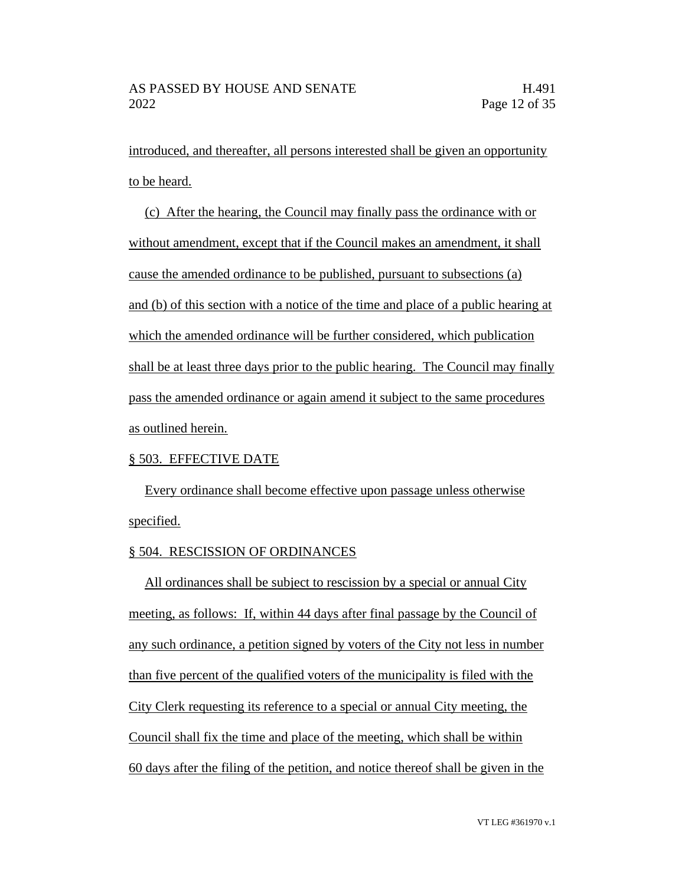introduced, and thereafter, all persons interested shall be given an opportunity to be heard.

(c) After the hearing, the Council may finally pass the ordinance with or without amendment, except that if the Council makes an amendment, it shall cause the amended ordinance to be published, pursuant to subsections (a) and (b) of this section with a notice of the time and place of a public hearing at which the amended ordinance will be further considered, which publication shall be at least three days prior to the public hearing. The Council may finally pass the amended ordinance or again amend it subject to the same procedures as outlined herein.

§ 503. EFFECTIVE DATE

Every ordinance shall become effective upon passage unless otherwise specified.

§ 504. RESCISSION OF ORDINANCES

All ordinances shall be subject to rescission by a special or annual City meeting, as follows: If, within 44 days after final passage by the Council of any such ordinance, a petition signed by voters of the City not less in number than five percent of the qualified voters of the municipality is filed with the City Clerk requesting its reference to a special or annual City meeting, the Council shall fix the time and place of the meeting, which shall be within 60 days after the filing of the petition, and notice thereof shall be given in the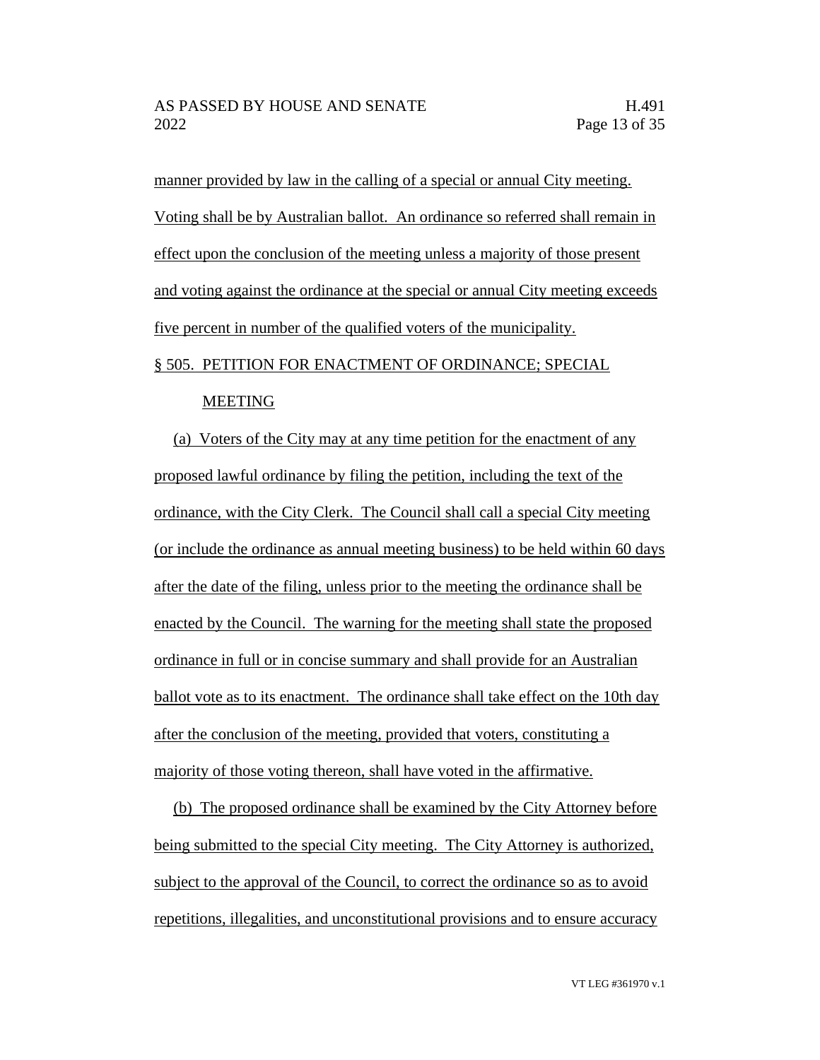manner provided by law in the calling of a special or annual City meeting. Voting shall be by Australian ballot. An ordinance so referred shall remain in effect upon the conclusion of the meeting unless a majority of those present and voting against the ordinance at the special or annual City meeting exceeds five percent in number of the qualified voters of the municipality.

§ 505. PETITION FOR ENACTMENT OF ORDINANCE; SPECIAL MEETING

(a) Voters of the City may at any time petition for the enactment of any proposed lawful ordinance by filing the petition, including the text of the ordinance, with the City Clerk. The Council shall call a special City meeting (or include the ordinance as annual meeting business) to be held within 60 days after the date of the filing, unless prior to the meeting the ordinance shall be enacted by the Council. The warning for the meeting shall state the proposed ordinance in full or in concise summary and shall provide for an Australian ballot vote as to its enactment. The ordinance shall take effect on the 10th day after the conclusion of the meeting, provided that voters, constituting a majority of those voting thereon, shall have voted in the affirmative.

(b) The proposed ordinance shall be examined by the City Attorney before being submitted to the special City meeting. The City Attorney is authorized, subject to the approval of the Council, to correct the ordinance so as to avoid repetitions, illegalities, and unconstitutional provisions and to ensure accuracy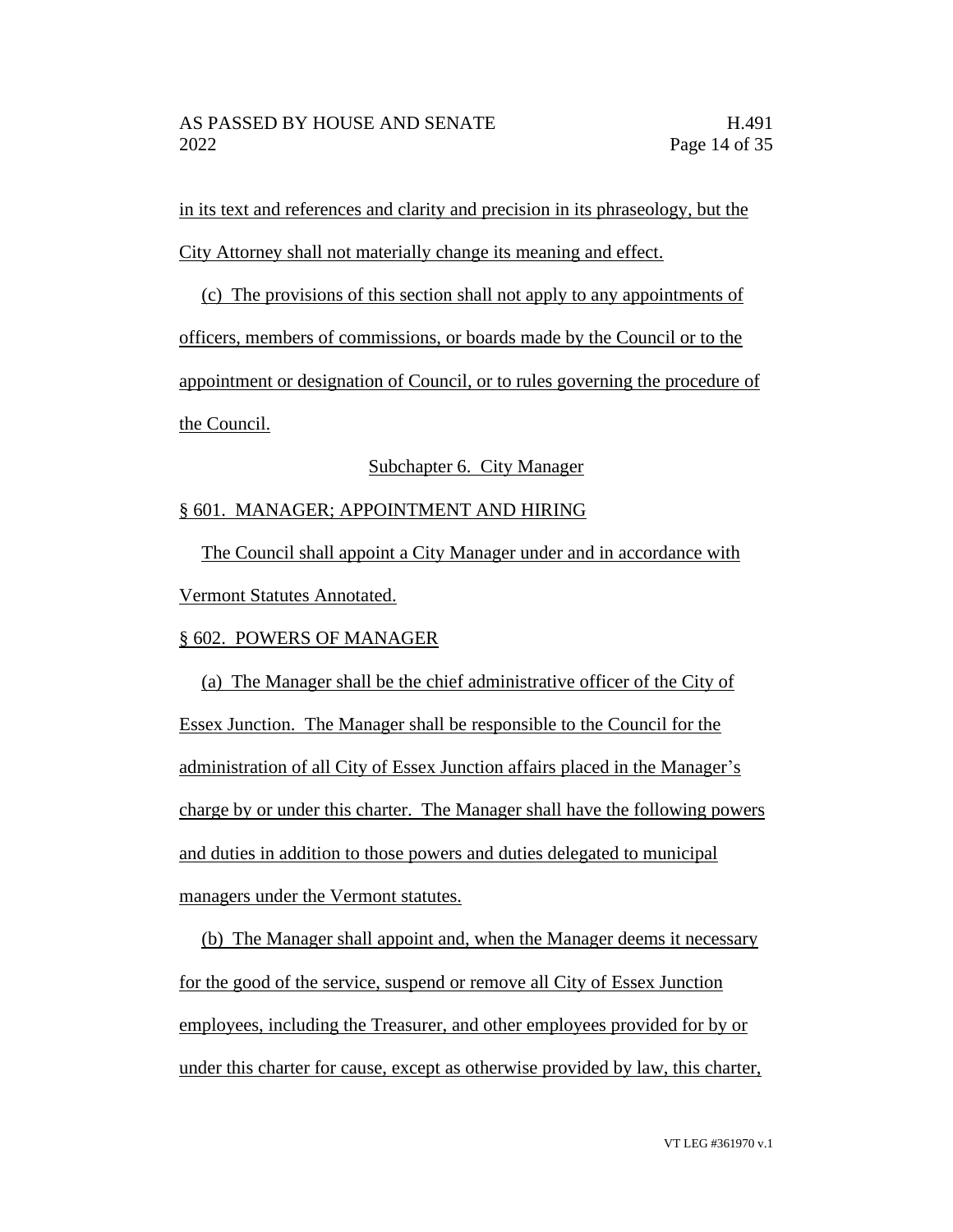in its text and references and clarity and precision in its phraseology, but the City Attorney shall not materially change its meaning and effect.

(c) The provisions of this section shall not apply to any appointments of officers, members of commissions, or boards made by the Council or to the appointment or designation of Council, or to rules governing the procedure of the Council.

Subchapter 6. City Manager

§ 601. MANAGER; APPOINTMENT AND HIRING

The Council shall appoint a City Manager under and in accordance with Vermont Statutes Annotated.

§ 602. POWERS OF MANAGER

(a) The Manager shall be the chief administrative officer of the City of Essex Junction. The Manager shall be responsible to the Council for the administration of all City of Essex Junction affairs placed in the Manager's charge by or under this charter. The Manager shall have the following powers and duties in addition to those powers and duties delegated to municipal managers under the Vermont statutes.

(b) The Manager shall appoint and, when the Manager deems it necessary for the good of the service, suspend or remove all City of Essex Junction employees, including the Treasurer, and other employees provided for by or under this charter for cause, except as otherwise provided by law, this charter,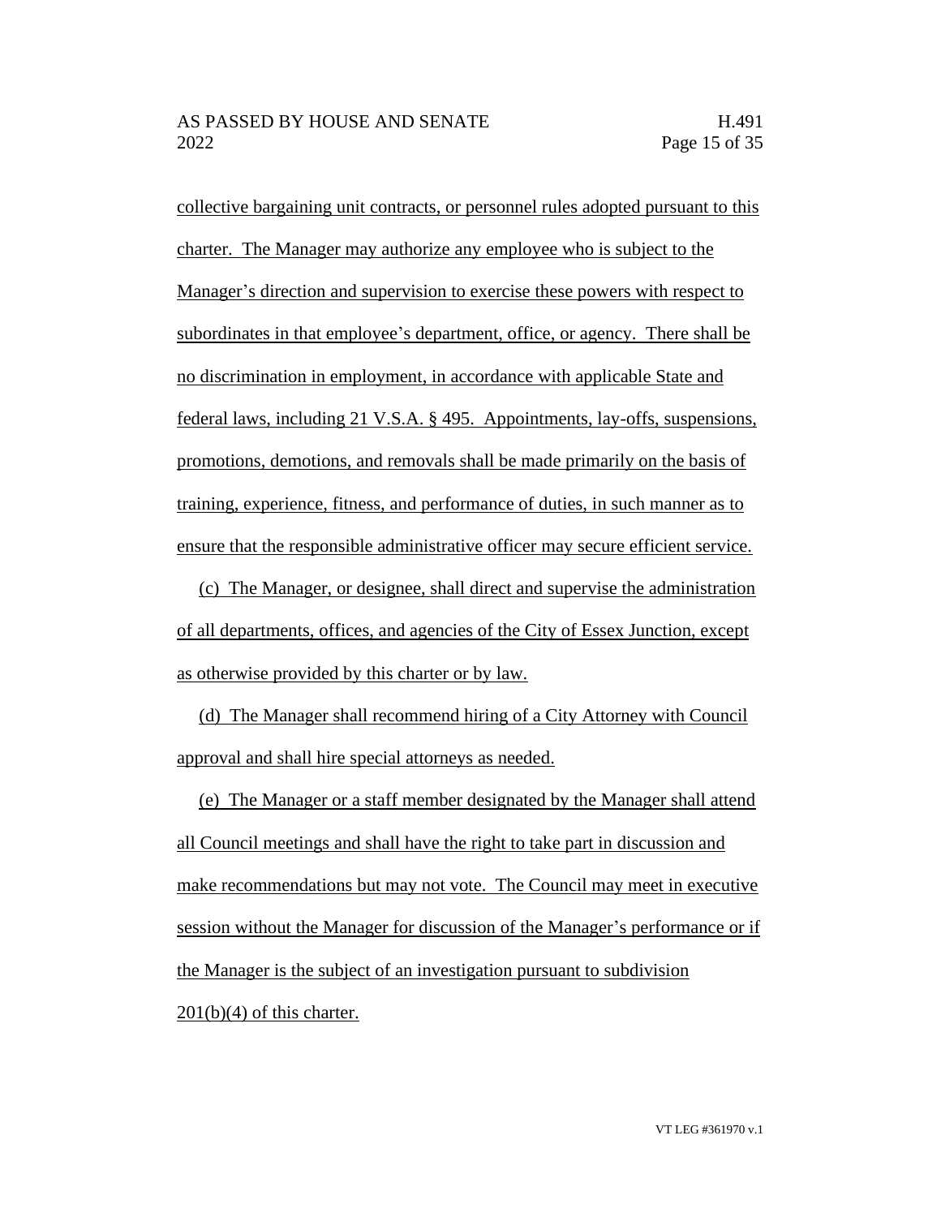collective bargaining unit contracts, or personnel rules adopted pursuant to this charter. The Manager may authorize any employee who is subject to the Manager's direction and supervision to exercise these powers with respect to subordinates in that employee's department, office, or agency. There shall be no discrimination in employment, in accordance with applicable State and federal laws, including 21 V.S.A. § 495. Appointments, lay-offs, suspensions, promotions, demotions, and removals shall be made primarily on the basis of training, experience, fitness, and performance of duties, in such manner as to ensure that the responsible administrative officer may secure efficient service.

(c) The Manager, or designee, shall direct and supervise the administration of all departments, offices, and agencies of the City of Essex Junction, except as otherwise provided by this charter or by law.

(d) The Manager shall recommend hiring of a City Attorney with Council approval and shall hire special attorneys as needed.

(e) The Manager or a staff member designated by the Manager shall attend all Council meetings and shall have the right to take part in discussion and make recommendations but may not vote. The Council may meet in executive session without the Manager for discussion of the Manager's performance or if the Manager is the subject of an investigation pursuant to subdivision 201(b)(4) of this charter.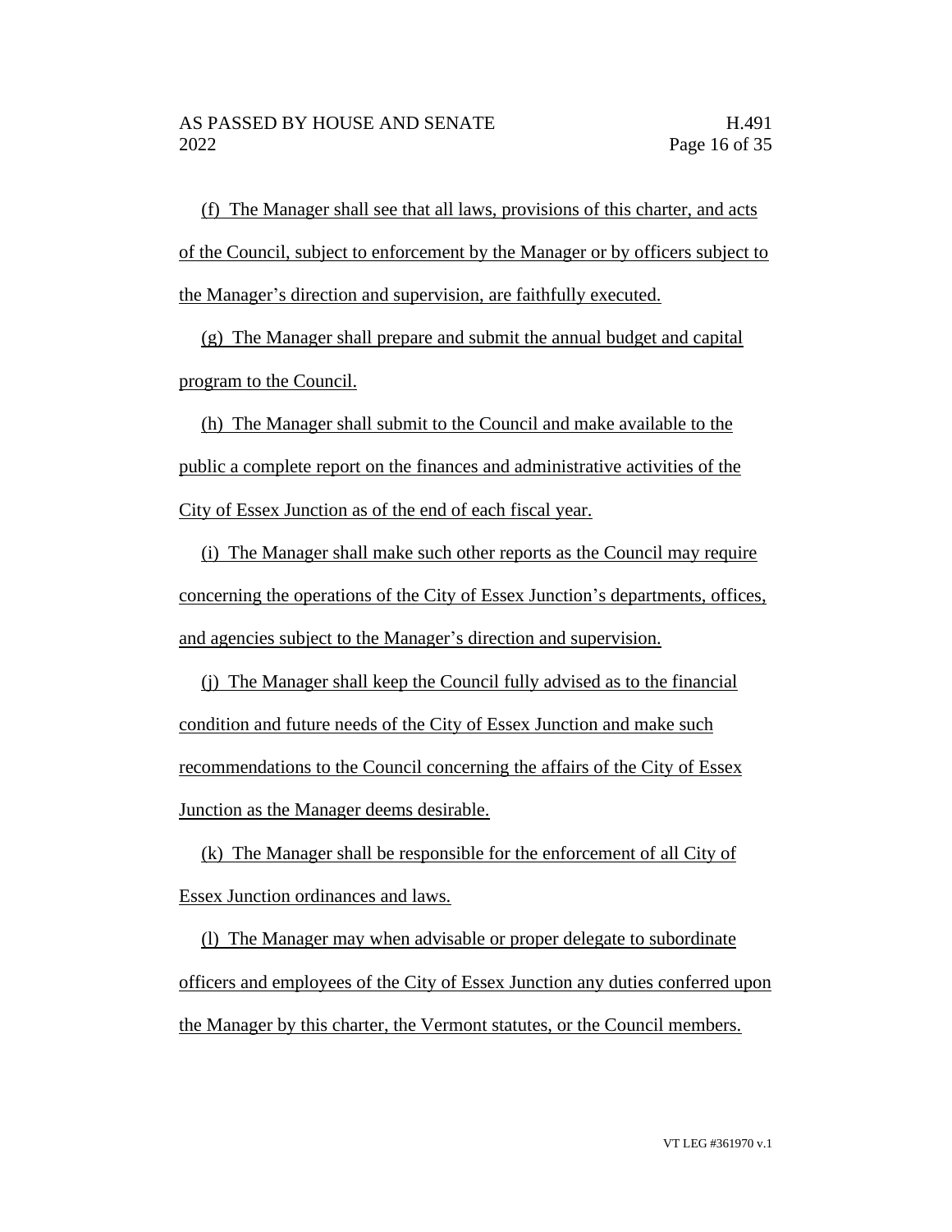(f) The Manager shall see that all laws, provisions of this charter, and acts of the Council, subject to enforcement by the Manager or by officers subject to the Manager's direction and supervision, are faithfully executed.

(g) The Manager shall prepare and submit the annual budget and capital program to the Council.

(h) The Manager shall submit to the Council and make available to the public a complete report on the finances and administrative activities of the City of Essex Junction as of the end of each fiscal year.

(i) The Manager shall make such other reports as the Council may require concerning the operations of the City of Essex Junction's departments, offices, and agencies subject to the Manager's direction and supervision.

(j) The Manager shall keep the Council fully advised as to the financial condition and future needs of the City of Essex Junction and make such recommendations to the Council concerning the affairs of the City of Essex Junction as the Manager deems desirable.

(k) The Manager shall be responsible for the enforcement of all City of Essex Junction ordinances and laws.

(l) The Manager may when advisable or proper delegate to subordinate officers and employees of the City of Essex Junction any duties conferred upon the Manager by this charter, the Vermont statutes, or the Council members.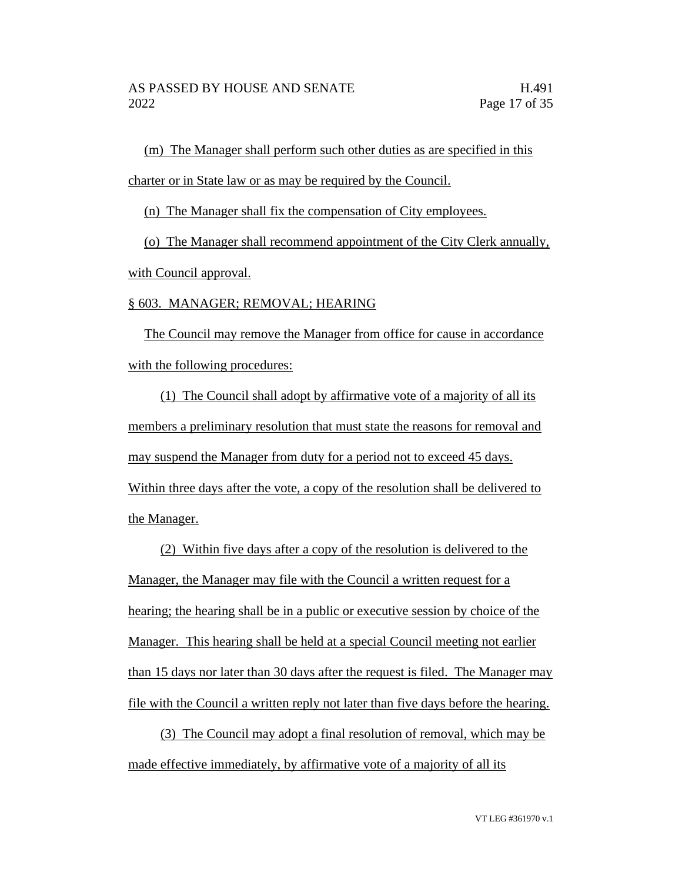(m) The Manager shall perform such other duties as are specified in this charter or in State law or as may be required by the Council.

(n) The Manager shall fix the compensation of City employees.

(o) The Manager shall recommend appointment of the City Clerk annually, with Council approval.

§ 603. MANAGER; REMOVAL; HEARING

The Council may remove the Manager from office for cause in accordance with the following procedures:

(1) The Council shall adopt by affirmative vote of a majority of all its members a preliminary resolution that must state the reasons for removal and may suspend the Manager from duty for a period not to exceed 45 days. Within three days after the vote, a copy of the resolution shall be delivered to the Manager.

(2) Within five days after a copy of the resolution is delivered to the Manager, the Manager may file with the Council a written request for a hearing; the hearing shall be in a public or executive session by choice of the Manager. This hearing shall be held at a special Council meeting not earlier than 15 days nor later than 30 days after the request is filed. The Manager may file with the Council a written reply not later than five days before the hearing.

(3) The Council may adopt a final resolution of removal, which may be made effective immediately, by affirmative vote of a majority of all its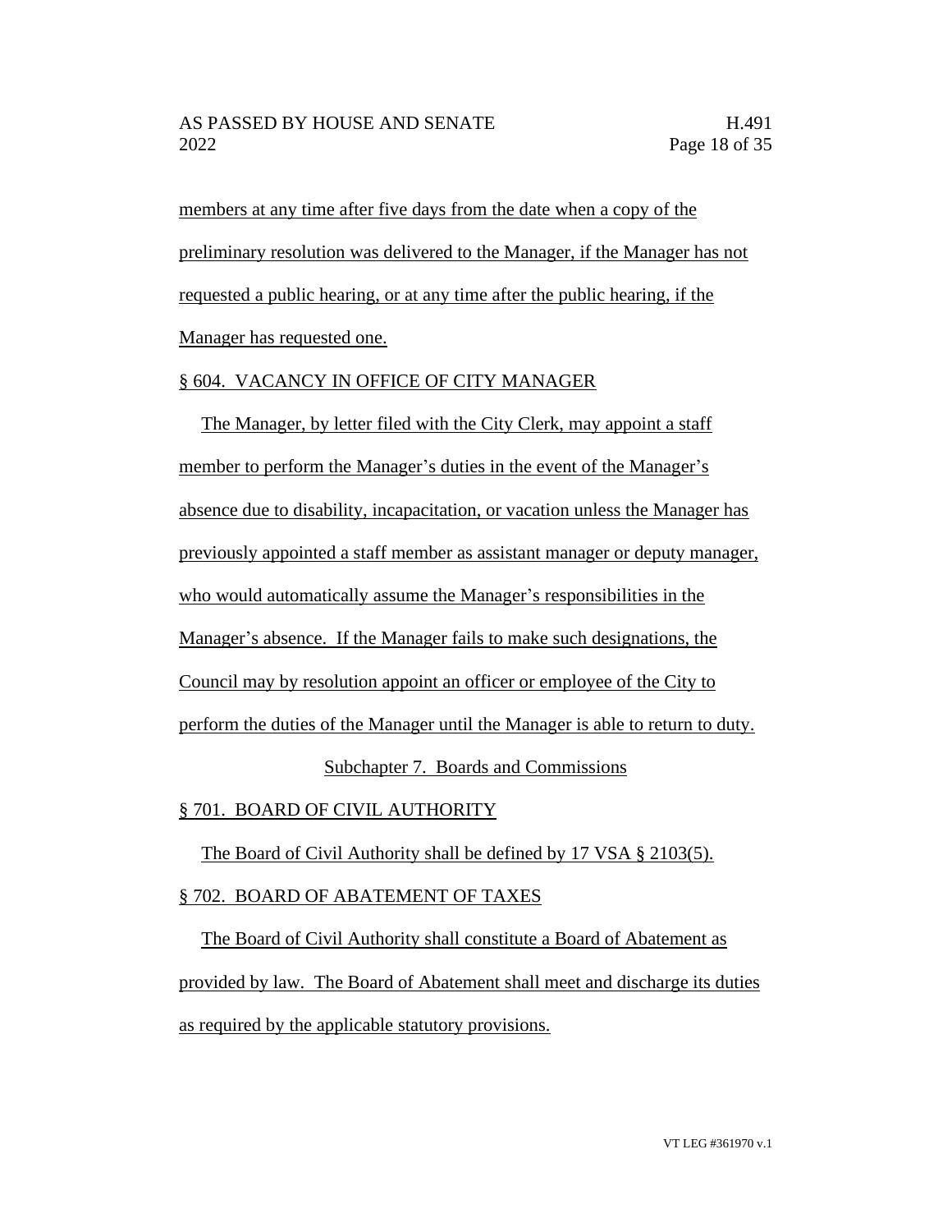members at any time after five days from the date when a copy of the preliminary resolution was delivered to the Manager, if the Manager has not requested a public hearing, or at any time after the public hearing, if the Manager has requested one.

§ 604. VACANCY IN OFFICE OF CITY MANAGER

The Manager, by letter filed with the City Clerk, may appoint a staff member to perform the Manager's duties in the event of the Manager's absence due to disability, incapacitation, or vacation unless the Manager has previously appointed a staff member as assistant manager or deputy manager, who would automatically assume the Manager's responsibilities in the Manager's absence. If the Manager fails to make such designations, the Council may by resolution appoint an officer or employee of the City to perform the duties of the Manager until the Manager is able to return to duty.

Subchapter 7. Boards and Commissions

§ 701. BOARD OF CIVIL AUTHORITY

The Board of Civil Authority shall be defined by 17 VSA § 2103(5).

§ 702. BOARD OF ABATEMENT OF TAXES

The Board of Civil Authority shall constitute a Board of Abatement as provided by law. The Board of Abatement shall meet and discharge its duties as required by the applicable statutory provisions.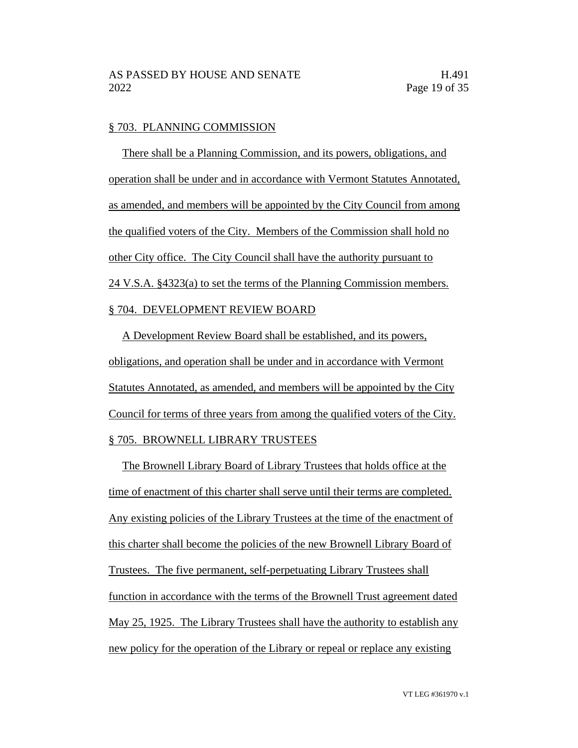§ 703. PLANNING COMMISSION

There shall be a Planning Commission, and its powers, obligations, and operation shall be under and in accordance with Vermont Statutes Annotated, as amended, and members will be appointed by the City Council from among the qualified voters of the City. Members of the Commission shall hold no other City office. The City Council shall have the authority pursuant to 24 V.S.A. §4323(a) to set the terms of the Planning Commission members.

§ 704. DEVELOPMENT REVIEW BOARD

A Development Review Board shall be established, and its powers, obligations, and operation shall be under and in accordance with Vermont Statutes Annotated, as amended, and members will be appointed by the City Council for terms of three years from among the qualified voters of the City.

§ 705. BROWNELL LIBRARY TRUSTEES

The Brownell Library Board of Library Trustees that holds office at the time of enactment of this charter shall serve until their terms are completed. Any existing policies of the Library Trustees at the time of the enactment of this charter shall become the policies of the new Brownell Library Board of Trustees. The five permanent, self-perpetuating Library Trustees shall function in accordance with the terms of the Brownell Trust agreement dated May 25, 1925. The Library Trustees shall have the authority to establish any new policy for the operation of the Library or repeal or replace any existing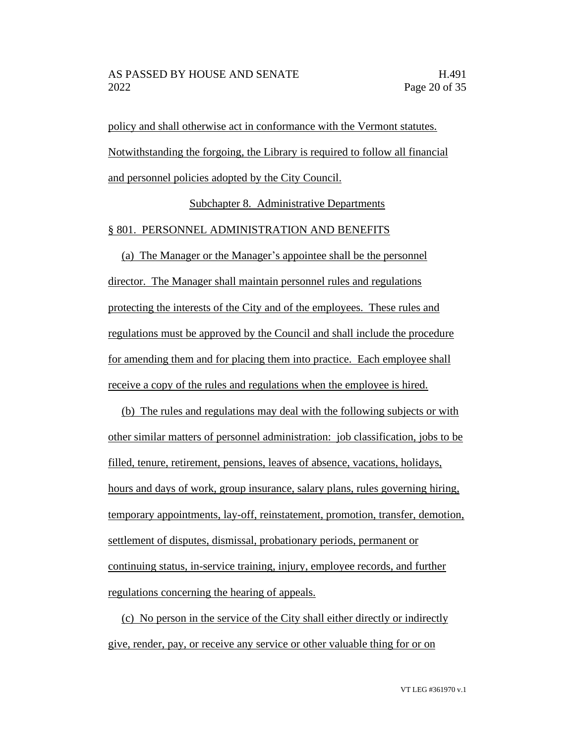policy and shall otherwise act in conformance with the Vermont statutes. Notwithstanding the forgoing, the Library is required to follow all financial and personnel policies adopted by the City Council.

Subchapter 8. Administrative Departments

§ 801. PERSONNEL ADMINISTRATION AND BENEFITS

(a) The Manager or the Manager's appointee shall be the personnel director. The Manager shall maintain personnel rules and regulations protecting the interests of the City and of the employees. These rules and regulations must be approved by the Council and shall include the procedure for amending them and for placing them into practice. Each employee shall receive a copy of the rules and regulations when the employee is hired.

(b) The rules and regulations may deal with the following subjects or with other similar matters of personnel administration: job classification, jobs to be filled, tenure, retirement, pensions, leaves of absence, vacations, holidays, hours and days of work, group insurance, salary plans, rules governing hiring, temporary appointments, lay-off, reinstatement, promotion, transfer, demotion, settlement of disputes, dismissal, probationary periods, permanent or continuing status, in-service training, injury, employee records, and further regulations concerning the hearing of appeals.

(c) No person in the service of the City shall either directly or indirectly give, render, pay, or receive any service or other valuable thing for or on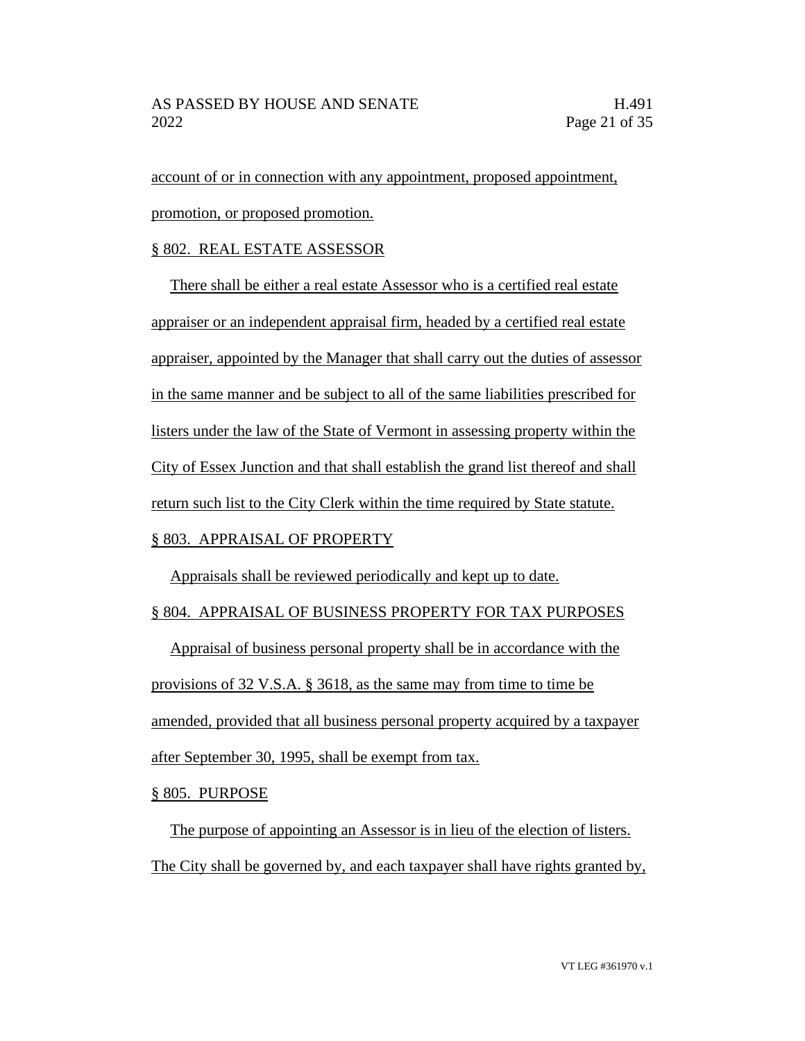account of or in connection with any appointment, proposed appointment, promotion, or proposed promotion.

### § 802. REAL ESTATE ASSESSOR

There shall be either a real estate Assessor who is a certified real estate appraiser or an independent appraisal firm, headed by a certified real estate appraiser, appointed by the Manager that shall carry out the duties of assessor in the same manner and be subject to all of the same liabilities prescribed for listers under the law of the State of Vermont in assessing property within the City of Essex Junction and that shall establish the grand list thereof and shall return such list to the City Clerk within the time required by State statute.

### § 803. APPRAISAL OF PROPERTY

Appraisals shall be reviewed periodically and kept up to date.

### § 804. APPRAISAL OF BUSINESS PROPERTY FOR TAX PURPOSES

Appraisal of business personal property shall be in accordance with the provisions of 32 V.S.A. § 3618, as the same may from time to time be amended, provided that all business personal property acquired by a taxpayer after September 30, 1995, shall be exempt from tax.

### § 805. PURPOSE

The purpose of appointing an Assessor is in lieu of the election of listers. The City shall be governed by, and each taxpayer shall have rights granted by,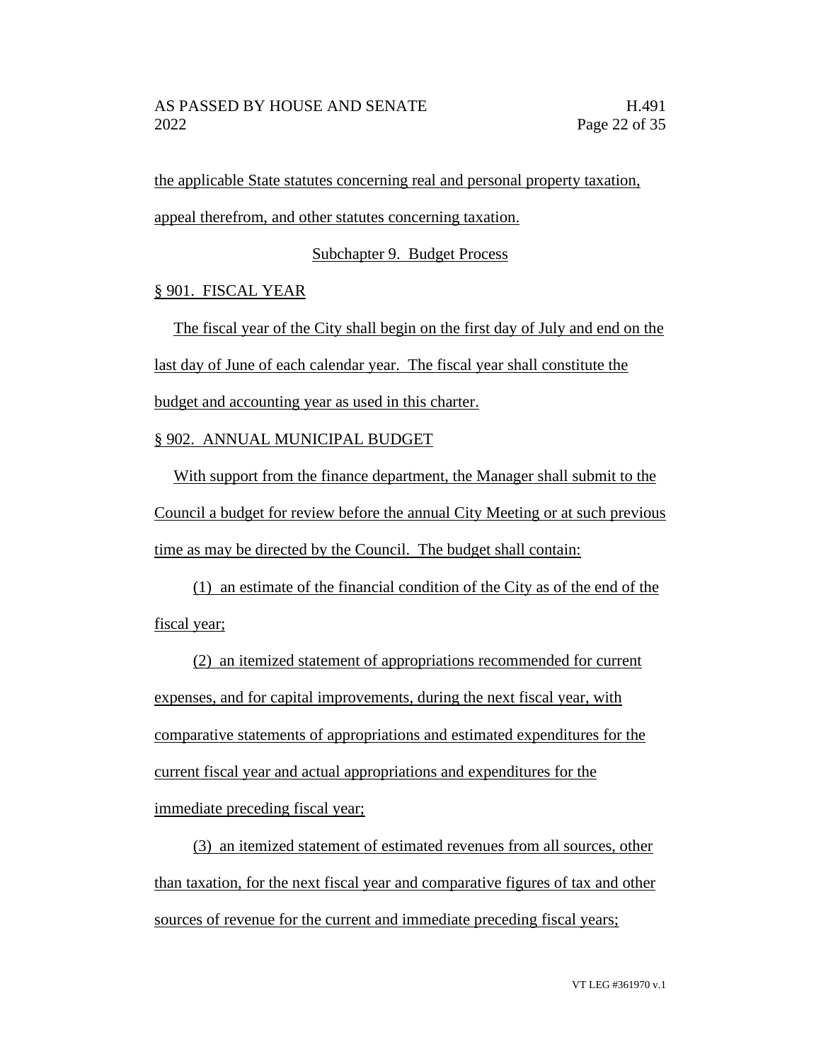the applicable State statutes concerning real and personal property taxation, appeal therefrom, and other statutes concerning taxation.

## Subchapter 9. Budget Process

### § 901. FISCAL YEAR

The fiscal year of the City shall begin on the first day of July and end on the last day of June of each calendar year. The fiscal year shall constitute the budget and accounting year as used in this charter.

### § 902. ANNUAL MUNICIPAL BUDGET

With support from the finance department, the Manager shall submit to the Council a budget for review before the annual City Meeting or at such previous time as may be directed by the Council. The budget shall contain:

(1) an estimate of the financial condition of the City as of the end of the fiscal year;

(2) an itemized statement of appropriations recommended for current expenses, and for capital improvements, during the next fiscal year, with comparative statements of appropriations and estimated expenditures for the current fiscal year and actual appropriations and expenditures for the immediate preceding fiscal year;

(3) an itemized statement of estimated revenues from all sources, other than taxation, for the next fiscal year and comparative figures of tax and other sources of revenue for the current and immediate preceding fiscal years;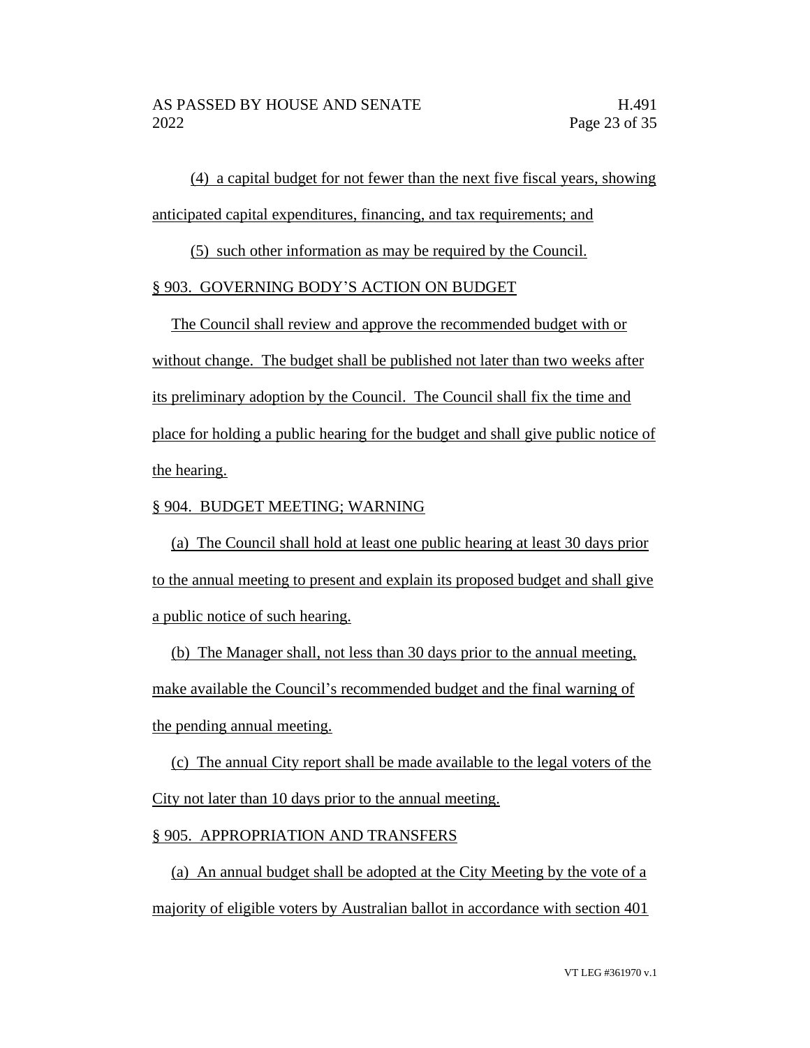(4) a capital budget for not fewer than the next five fiscal years, showing anticipated capital expenditures, financing, and tax requirements; and

(5) such other information as may be required by the Council.

§ 903. GOVERNING BODY'S ACTION ON BUDGET

The Council shall review and approve the recommended budget with or without change. The budget shall be published not later than two weeks after its preliminary adoption by the Council. The Council shall fix the time and place for holding a public hearing for the budget and shall give public notice of the hearing.

§ 904. BUDGET MEETING; WARNING

(a) The Council shall hold at least one public hearing at least 30 days prior to the annual meeting to present and explain its proposed budget and shall give a public notice of such hearing.

(b) The Manager shall, not less than 30 days prior to the annual meeting, make available the Council's recommended budget and the final warning of the pending annual meeting.

(c) The annual City report shall be made available to the legal voters of the City not later than 10 days prior to the annual meeting.

§ 905. APPROPRIATION AND TRANSFERS

(a) An annual budget shall be adopted at the City Meeting by the vote of a majority of eligible voters by Australian ballot in accordance with section 401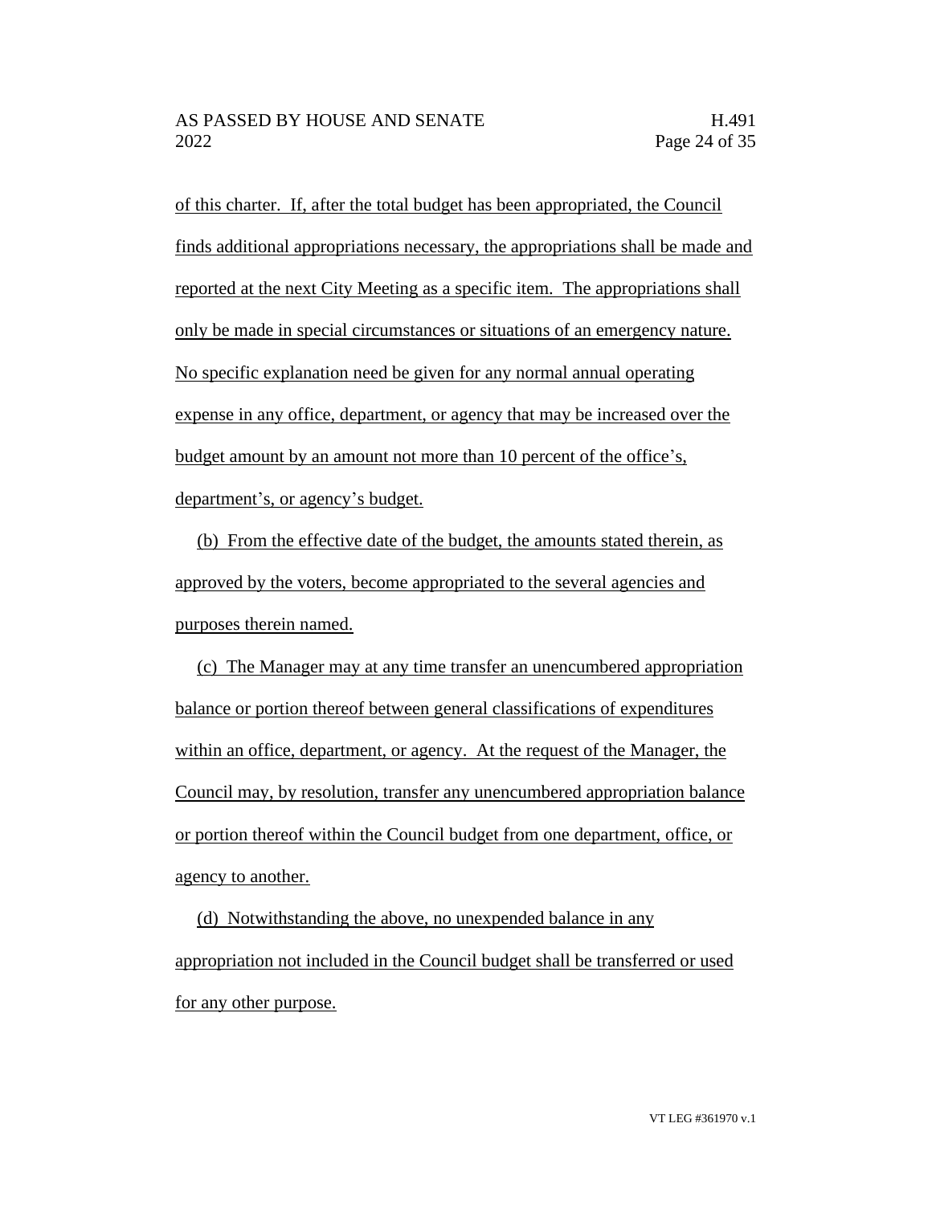of this charter. If, after the total budget has been appropriated, the Council finds additional appropriations necessary, the appropriations shall be made and reported at the next City Meeting as a specific item. The appropriations shall only be made in special circumstances or situations of an emergency nature. No specific explanation need be given for any normal annual operating expense in any office, department, or agency that may be increased over the budget amount by an amount not more than 10 percent of the office's, department's, or agency's budget.

(b) From the effective date of the budget, the amounts stated therein, as approved by the voters, become appropriated to the several agencies and purposes therein named.

(c) The Manager may at any time transfer an unencumbered appropriation balance or portion thereof between general classifications of expenditures within an office, department, or agency. At the request of the Manager, the Council may, by resolution, transfer any unencumbered appropriation balance or portion thereof within the Council budget from one department, office, or agency to another.

(d) Notwithstanding the above, no unexpended balance in any appropriation not included in the Council budget shall be transferred or used for any other purpose.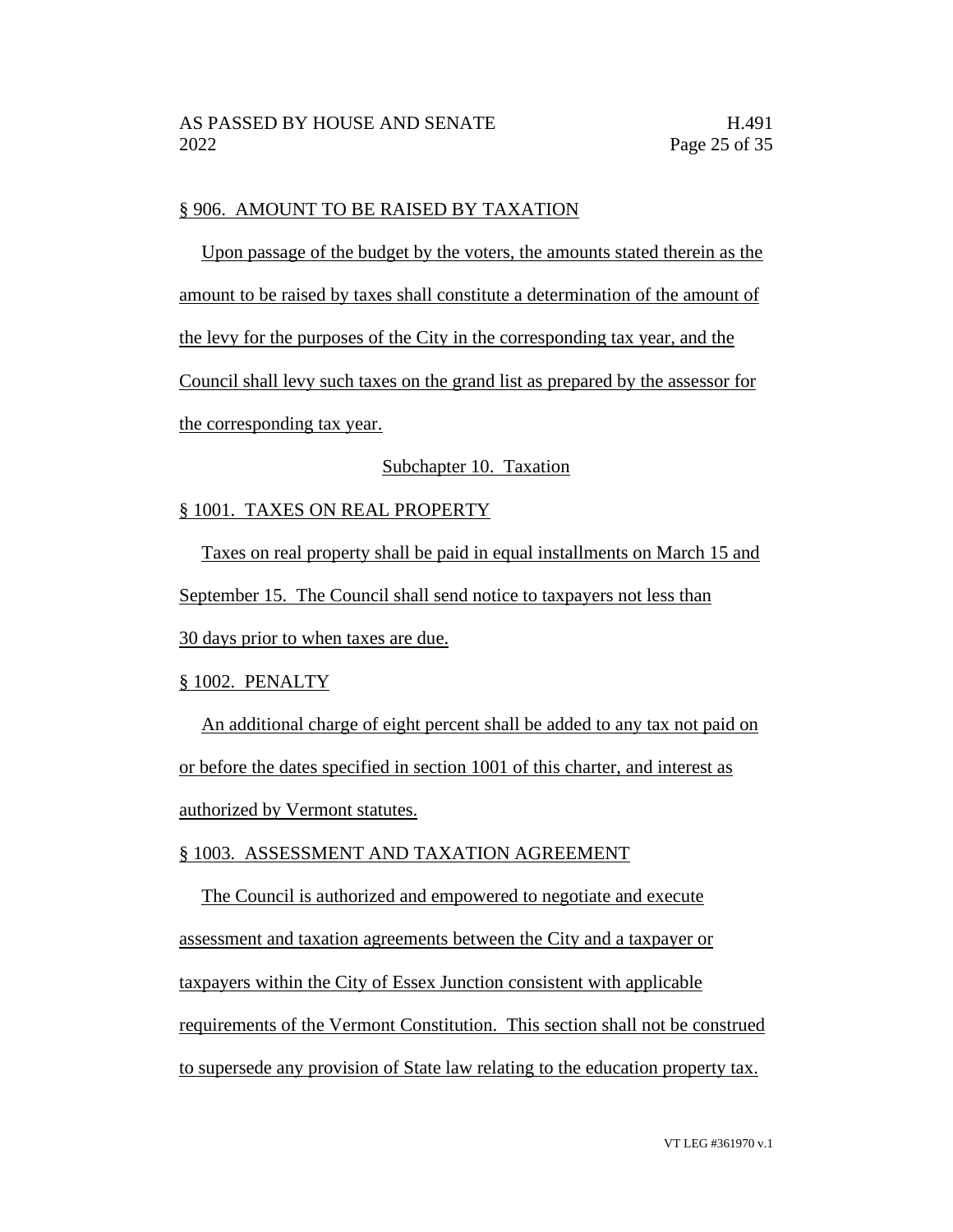§ 906. AMOUNT TO BE RAISED BY TAXATION

Upon passage of the budget by the voters, the amounts stated therein as the amount to be raised by taxes shall constitute a determination of the amount of the levy for the purposes of the City in the corresponding tax year, and the Council shall levy such taxes on the grand list as prepared by the assessor for the corresponding tax year.

Subchapter 10. Taxation

§ 1001. TAXES ON REAL PROPERTY

Taxes on real property shall be paid in equal installments on March 15 and September 15. The Council shall send notice to taxpayers not less than 30 days prior to when taxes are due.

§ 1002. PENALTY

An additional charge of eight percent shall be added to any tax not paid on or before the dates specified in section 1001 of this charter, and interest as authorized by Vermont statutes.

§ 1003. ASSESSMENT AND TAXATION AGREEMENT

The Council is authorized and empowered to negotiate and execute assessment and taxation agreements between the City and a taxpayer or taxpayers within the City of Essex Junction consistent with applicable requirements of the Vermont Constitution. This section shall not be construed to supersede any provision of State law relating to the education property tax.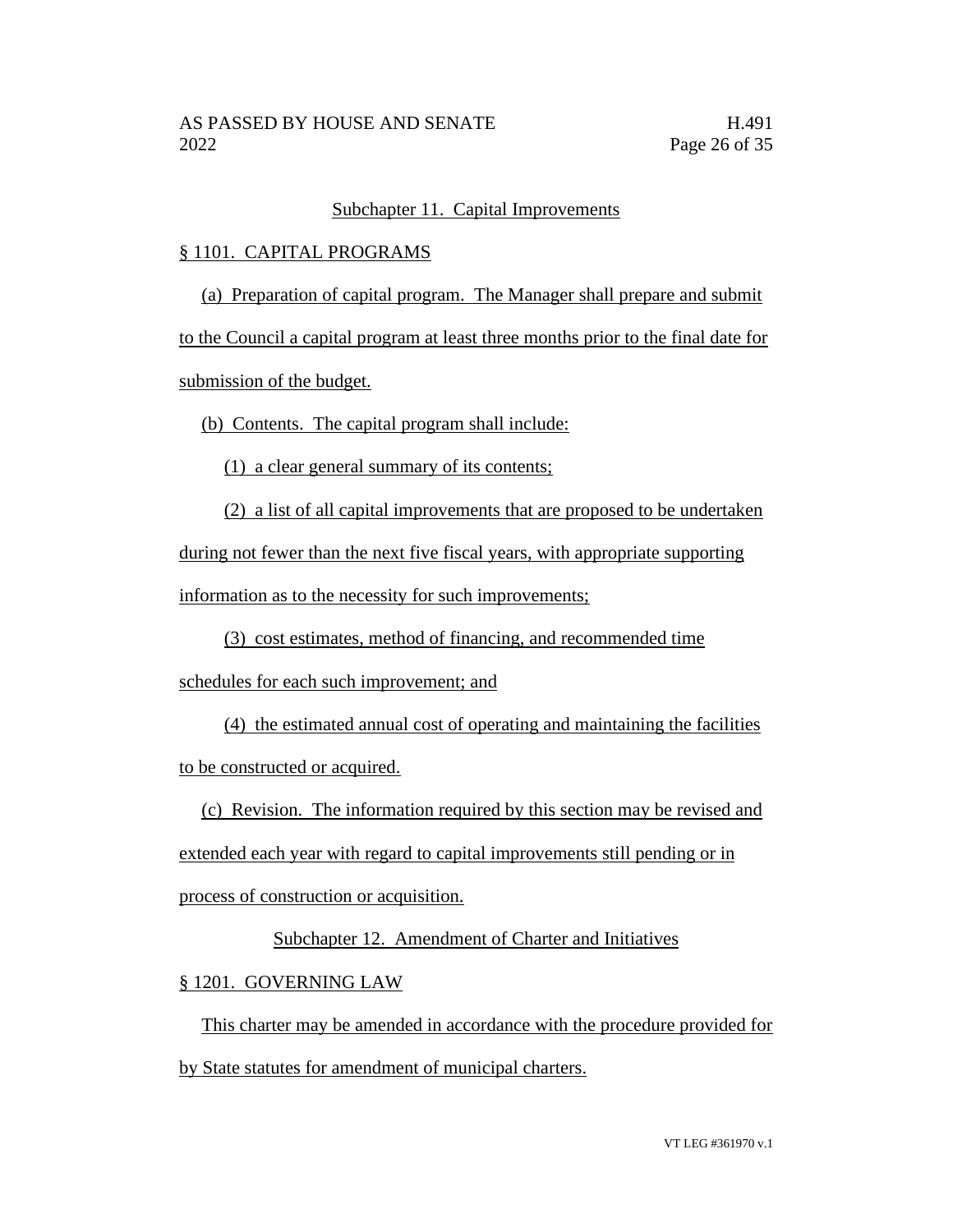## Subchapter 11. Capital Improvements

### § 1101. CAPITAL PROGRAMS

(a) Preparation of capital program. The Manager shall prepare and submit to the Council a capital program at least three months prior to the final date for submission of the budget.

(b) Contents. The capital program shall include:

(1) a clear general summary of its contents;

(2) a list of all capital improvements that are proposed to be undertaken during not fewer than the next five fiscal years, with appropriate supporting information as to the necessity for such improvements;

(3) cost estimates, method of financing, and recommended time schedules for each such improvement; and

(4) the estimated annual cost of operating and maintaining the facilities to be constructed or acquired.

(c) Revision. The information required by this section may be revised and extended each year with regard to capital improvements still pending or in process of construction or acquisition.

## Subchapter 12. Amendment of Charter and Initiatives

### § 1201. GOVERNING LAW

This charter may be amended in accordance with the procedure provided for by State statutes for amendment of municipal charters.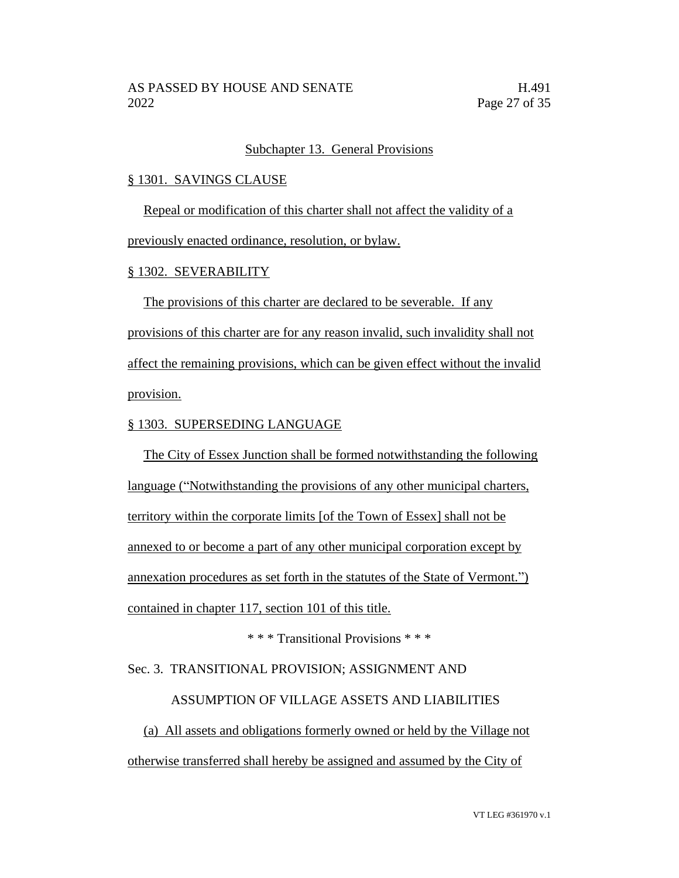Subchapter 13. General Provisions

§ 1301. SAVINGS CLAUSE

Repeal or modification of this charter shall not affect the validity of a previously enacted ordinance, resolution, or bylaw.

§ 1302. SEVERABILITY

The provisions of this charter are declared to be severable. If any provisions of this charter are for any reason invalid, such invalidity shall not affect the remaining provisions, which can be given effect without the invalid provision.

§ 1303. SUPERSEDING LANGUAGE

The City of Essex Junction shall be formed notwithstanding the following language ("Notwithstanding the provisions of any other municipal charters, territory within the corporate limits [of the Town of Essex] shall not be annexed to or become a part of any other municipal corporation except by annexation procedures as set forth in the statutes of the State of Vermont.") contained in chapter 117, section 101 of this title.

\* \* \* Transitional Provisions \* \* \*

Sec. 3. TRANSITIONAL PROVISION; ASSIGNMENT AND ASSUMPTION OF VILLAGE ASSETS AND LIABILITIES

(a) All assets and obligations formerly owned or held by the Village not otherwise transferred shall hereby be assigned and assumed by the City of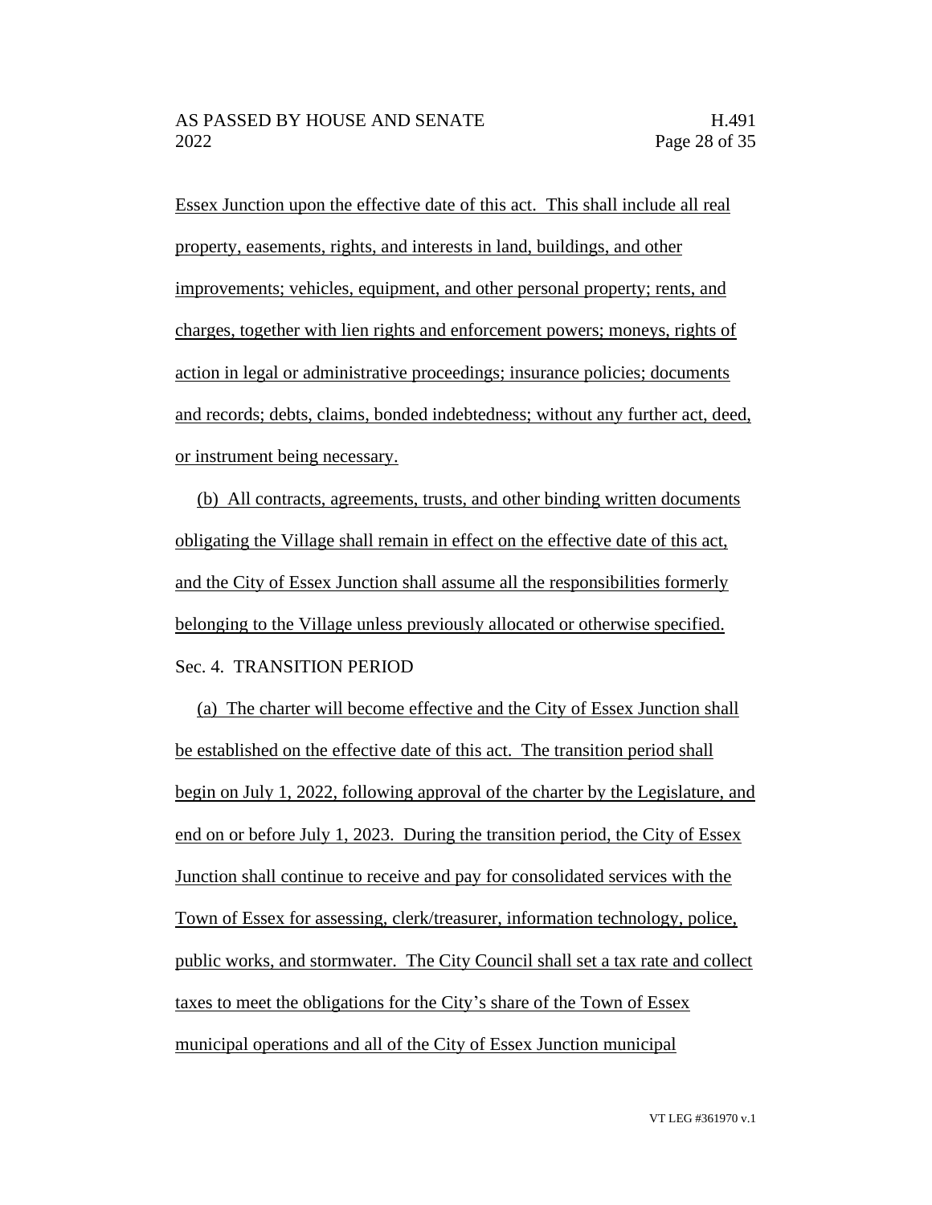Essex Junction upon the effective date of this act. This shall include all real property, easements, rights, and interests in land, buildings, and other improvements; vehicles, equipment, and other personal property; rents, and charges, together with lien rights and enforcement powers; moneys, rights of action in legal or administrative proceedings; insurance policies; documents and records; debts, claims, bonded indebtedness; without any further act, deed, or instrument being necessary.

(b) All contracts, agreements, trusts, and other binding written documents obligating the Village shall remain in effect on the effective date of this act, and the City of Essex Junction shall assume all the responsibilities formerly belonging to the Village unless previously allocated or otherwise specified.

Sec. 4. TRANSITION PERIOD

(a) The charter will become effective and the City of Essex Junction shall be established on the effective date of this act. The transition period shall begin on July 1, 2022, following approval of the charter by the Legislature, and end on or before July 1, 2023. During the transition period, the City of Essex Junction shall continue to receive and pay for consolidated services with the Town of Essex for assessing, clerk/treasurer, information technology, police, public works, and stormwater. The City Council shall set a tax rate and collect taxes to meet the obligations for the City's share of the Town of Essex municipal operations and all of the City of Essex Junction municipal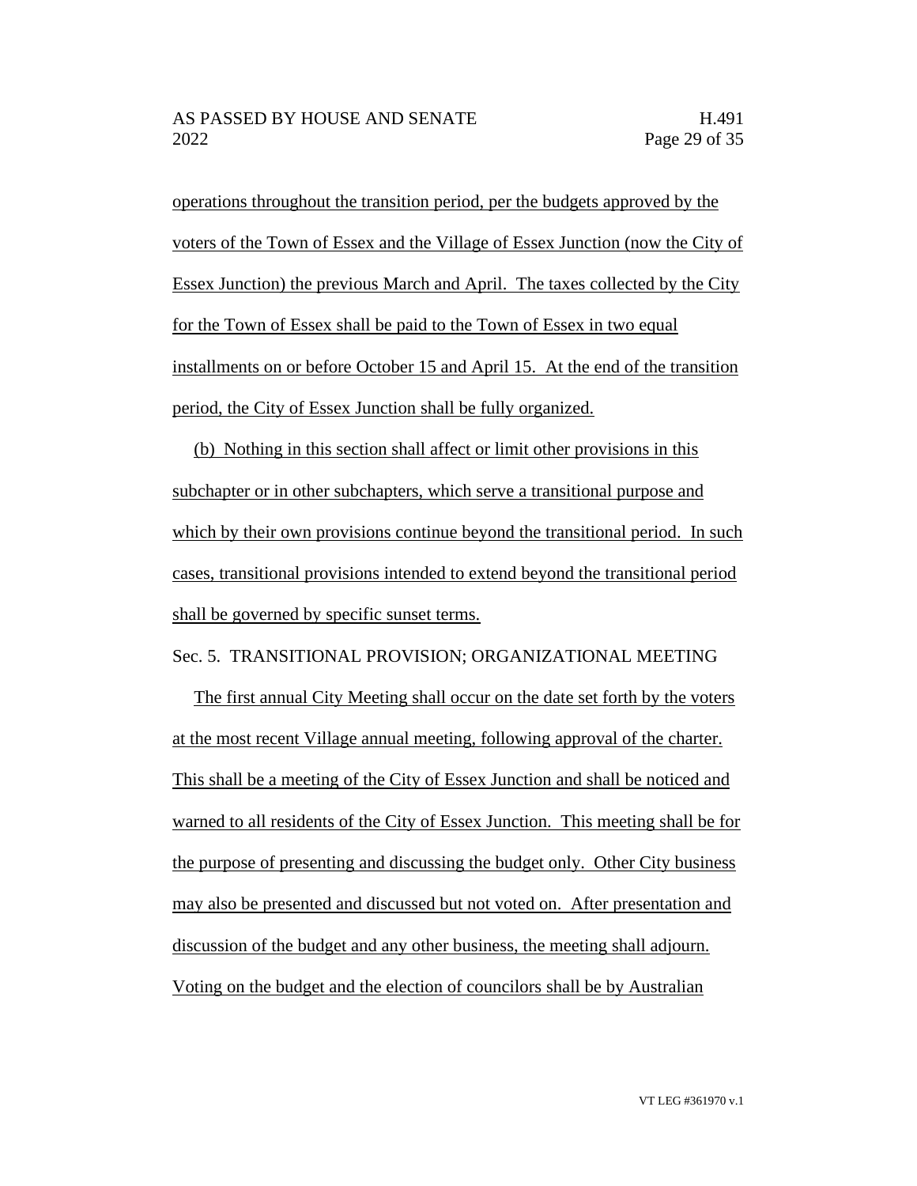operations throughout the transition period, per the budgets approved by the voters of the Town of Essex and the Village of Essex Junction (now the City of Essex Junction) the previous March and April. The taxes collected by the City for the Town of Essex shall be paid to the Town of Essex in two equal installments on or before October 15 and April 15. At the end of the transition period, the City of Essex Junction shall be fully organized.

(b) Nothing in this section shall affect or limit other provisions in this subchapter or in other subchapters, which serve a transitional purpose and which by their own provisions continue beyond the transitional period. In such cases, transitional provisions intended to extend beyond the transitional period shall be governed by specific sunset terms.

Sec. 5. TRANSITIONAL PROVISION; ORGANIZATIONAL MEETING

The first annual City Meeting shall occur on the date set forth by the voters at the most recent Village annual meeting, following approval of the charter. This shall be a meeting of the City of Essex Junction and shall be noticed and warned to all residents of the City of Essex Junction. This meeting shall be for the purpose of presenting and discussing the budget only. Other City business may also be presented and discussed but not voted on. After presentation and discussion of the budget and any other business, the meeting shall adjourn. Voting on the budget and the election of councilors shall be by Australian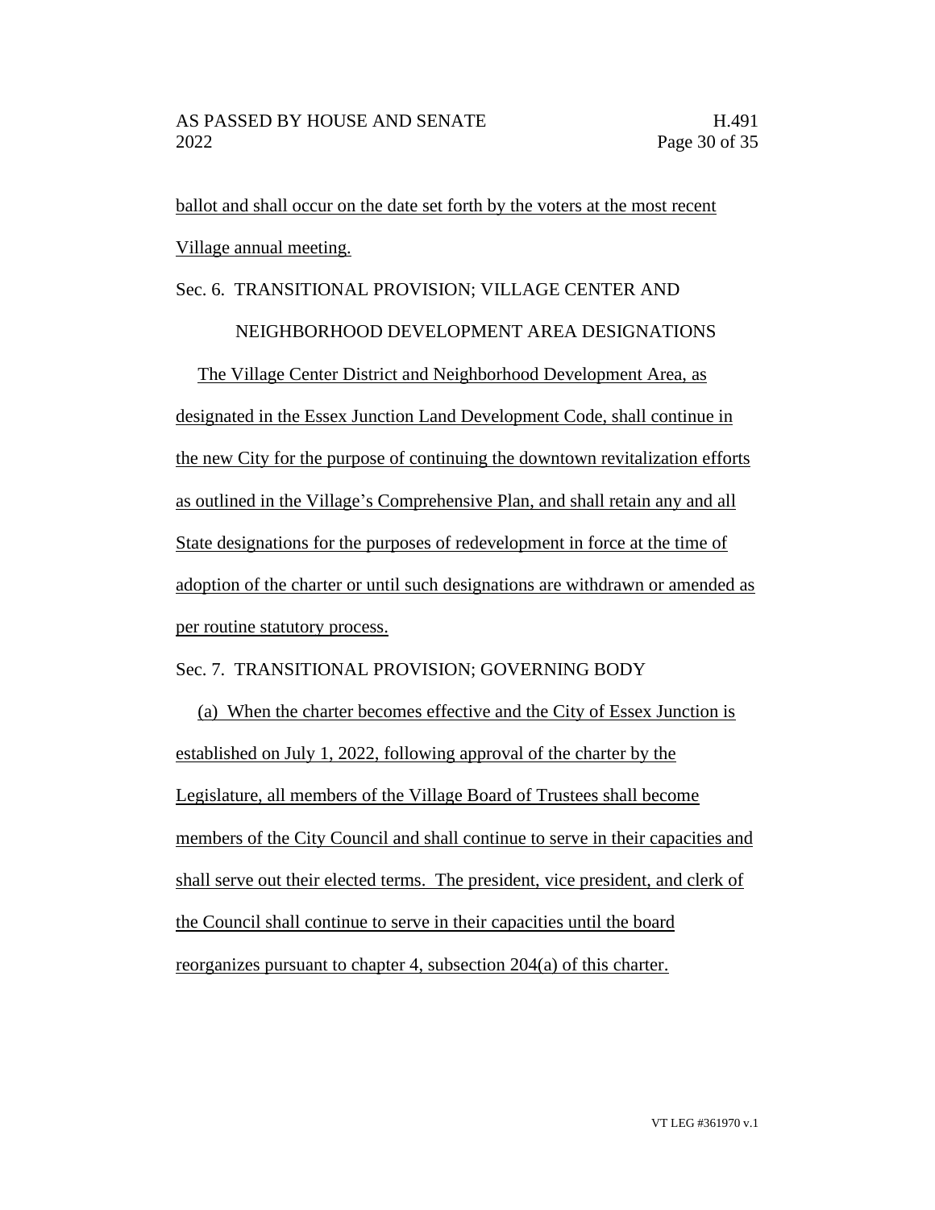ballot and shall occur on the date set forth by the voters at the most recent Village annual meeting.

Sec. 6. TRANSITIONAL PROVISION; VILLAGE CENTER AND NEIGHBORHOOD DEVELOPMENT AREA DESIGNATIONS

The Village Center District and Neighborhood Development Area, as designated in the Essex Junction Land Development Code, shall continue in the new City for the purpose of continuing the downtown revitalization efforts as outlined in the Village's Comprehensive Plan, and shall retain any and all State designations for the purposes of redevelopment in force at the time of adoption of the charter or until such designations are withdrawn or amended as per routine statutory process.

Sec. 7. TRANSITIONAL PROVISION; GOVERNING BODY

(a) When the charter becomes effective and the City of Essex Junction is established on July 1, 2022, following approval of the charter by the Legislature, all members of the Village Board of Trustees shall become members of the City Council and shall continue to serve in their capacities and shall serve out their elected terms. The president, vice president, and clerk of the Council shall continue to serve in their capacities until the board reorganizes pursuant to chapter 4, subsection 204(a) of this charter.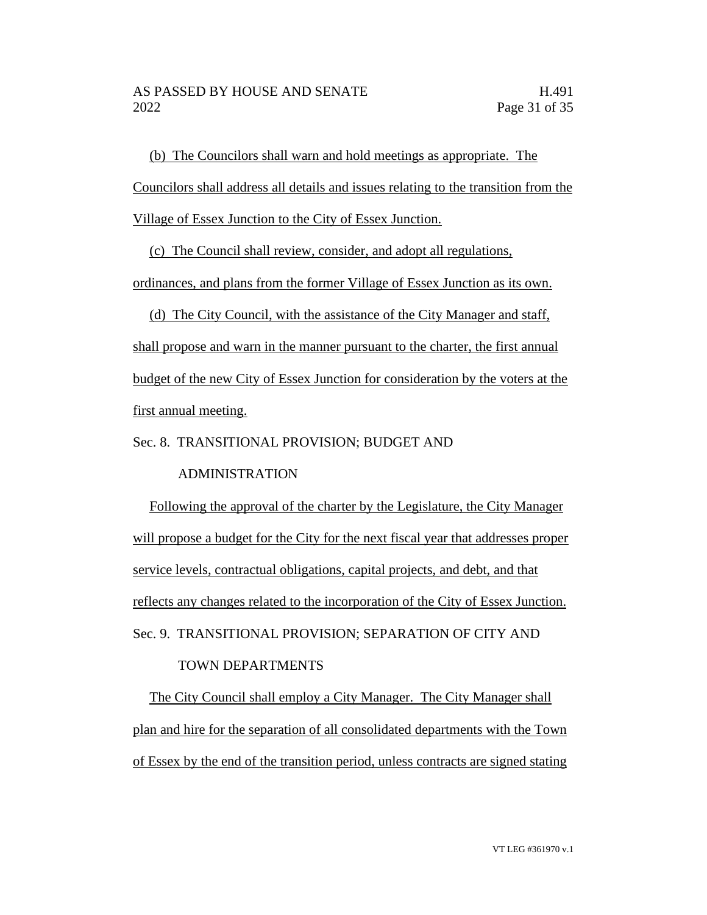(b) The Councilors shall warn and hold meetings as appropriate. The Councilors shall address all details and issues relating to the transition from the Village of Essex Junction to the City of Essex Junction.

(c) The Council shall review, consider, and adopt all regulations, ordinances, and plans from the former Village of Essex Junction as its own.

(d) The City Council, with the assistance of the City Manager and staff, shall propose and warn in the manner pursuant to the charter, the first annual budget of the new City of Essex Junction for consideration by the voters at the first annual meeting.

Sec. 8. TRANSITIONAL PROVISION; BUDGET AND ADMINISTRATION

Following the approval of the charter by the Legislature, the City Manager will propose a budget for the City for the next fiscal year that addresses proper service levels, contractual obligations, capital projects, and debt, and that reflects any changes related to the incorporation of the City of Essex Junction.

Sec. 9. TRANSITIONAL PROVISION; SEPARATION OF CITY AND TOWN DEPARTMENTS

The City Council shall employ a City Manager. The City Manager shall plan and hire for the separation of all consolidated departments with the Town of Essex by the end of the transition period, unless contracts are signed stating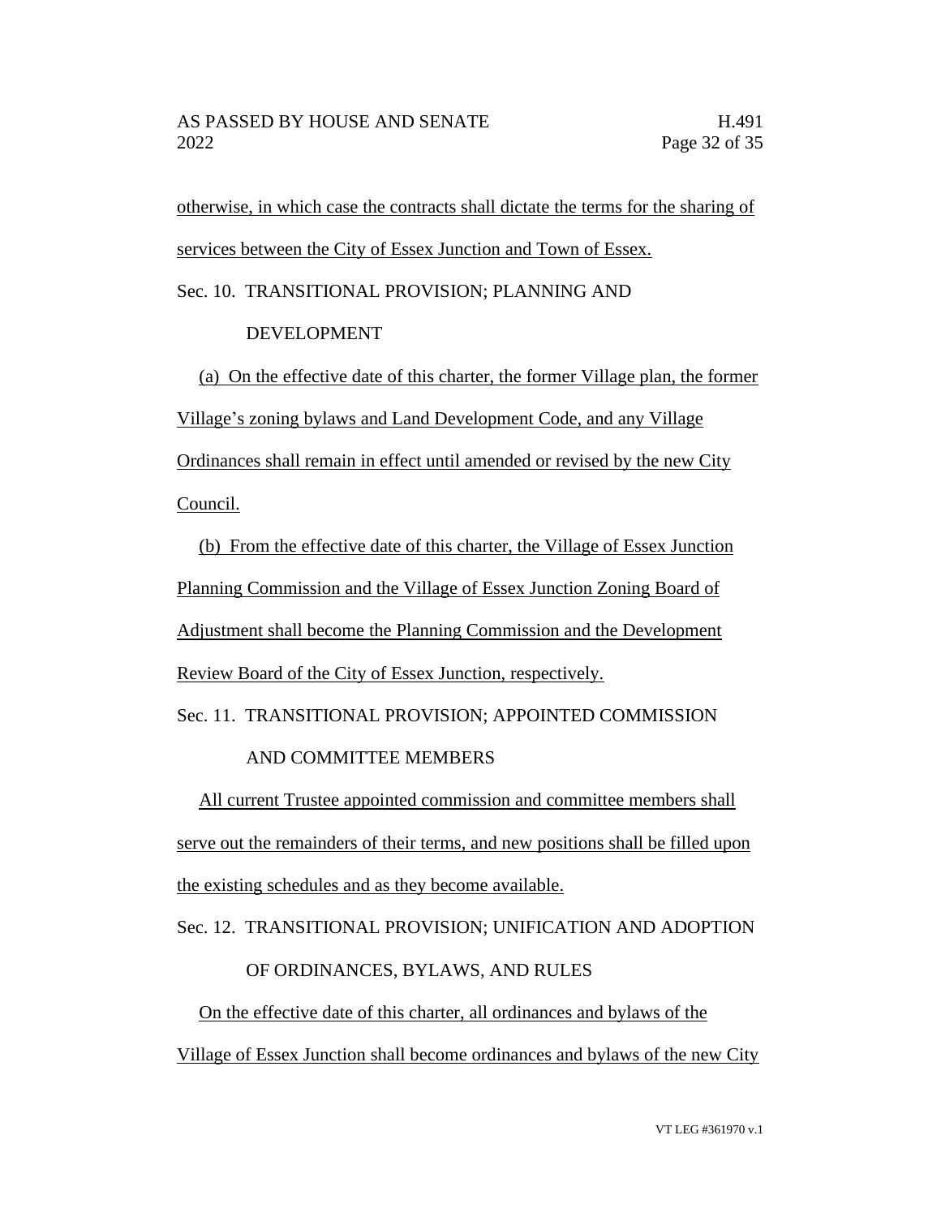otherwise, in which case the contracts shall dictate the terms for the sharing of services between the City of Essex Junction and Town of Essex.

Sec. 10. TRANSITIONAL PROVISION; PLANNING AND DEVELOPMENT

(a) On the effective date of this charter, the former Village plan, the former Village's zoning bylaws and Land Development Code, and any Village Ordinances shall remain in effect until amended or revised by the new City Council.

(b) From the effective date of this charter, the Village of Essex Junction Planning Commission and the Village of Essex Junction Zoning Board of Adjustment shall become the Planning Commission and the Development Review Board of the City of Essex Junction, respectively.

Sec. 11. TRANSITIONAL PROVISION; APPOINTED COMMISSION AND COMMITTEE MEMBERS

All current Trustee appointed commission and committee members shall serve out the remainders of their terms, and new positions shall be filled upon the existing schedules and as they become available.

Sec. 12. TRANSITIONAL PROVISION; UNIFICATION AND ADOPTION OF ORDINANCES, BYLAWS, AND RULES

On the effective date of this charter, all ordinances and bylaws of the Village of Essex Junction shall become ordinances and bylaws of the new City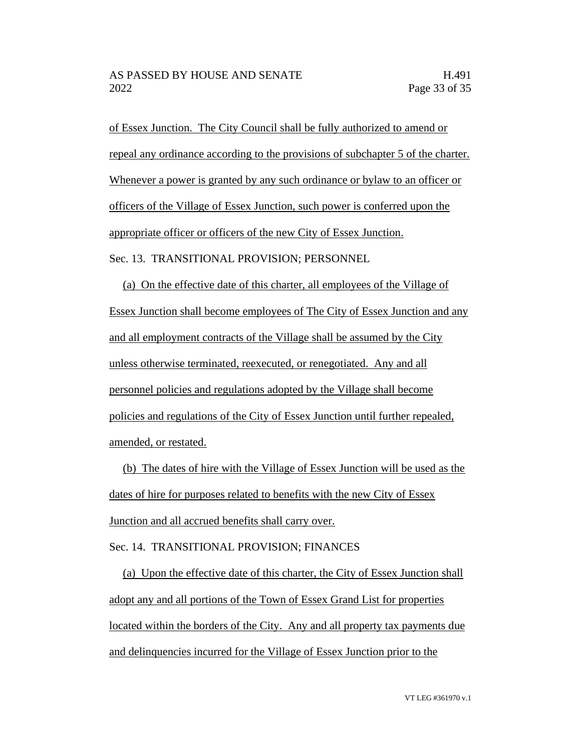of Essex Junction. The City Council shall be fully authorized to amend or repeal any ordinance according to the provisions of subchapter 5 of the charter. Whenever a power is granted by any such ordinance or bylaw to an officer or officers of the Village of Essex Junction, such power is conferred upon the appropriate officer or officers of the new City of Essex Junction.

Sec. 13. TRANSITIONAL PROVISION; PERSONNEL

(a) On the effective date of this charter, all employees of the Village of Essex Junction shall become employees of The City of Essex Junction and any and all employment contracts of the Village shall be assumed by the City unless otherwise terminated, reexecuted, or renegotiated. Any and all personnel policies and regulations adopted by the Village shall become policies and regulations of the City of Essex Junction until further repealed, amended, or restated.

(b) The dates of hire with the Village of Essex Junction will be used as the dates of hire for purposes related to benefits with the new City of Essex Junction and all accrued benefits shall carry over.

Sec. 14. TRANSITIONAL PROVISION; FINANCES

(a) Upon the effective date of this charter, the City of Essex Junction shall adopt any and all portions of the Town of Essex Grand List for properties located within the borders of the City. Any and all property tax payments due and delinquencies incurred for the Village of Essex Junction prior to the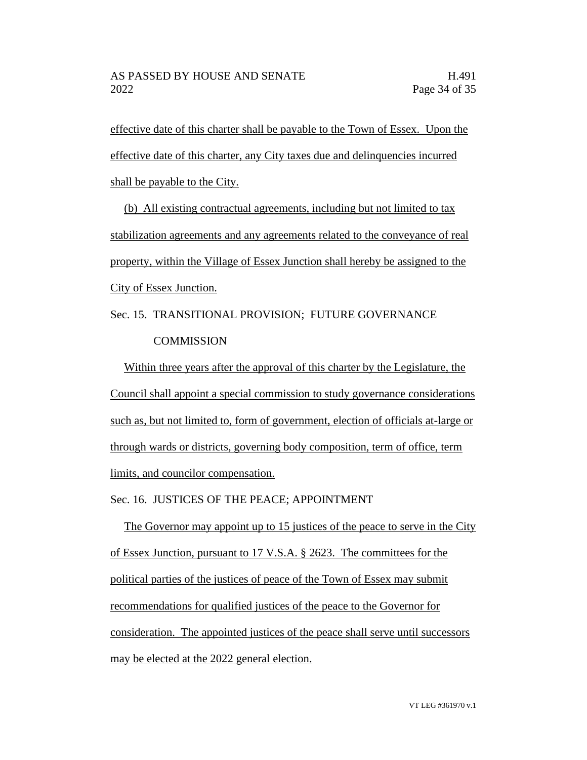effective date of this charter shall be payable to the Town of Essex. Upon the effective date of this charter, any City taxes due and delinquencies incurred shall be payable to the City.

(b) All existing contractual agreements, including but not limited to tax stabilization agreements and any agreements related to the conveyance of real property, within the Village of Essex Junction shall hereby be assigned to the City of Essex Junction.

Sec. 15. TRANSITIONAL PROVISION; FUTURE GOVERNANCE COMMISSION

Within three years after the approval of this charter by the Legislature, the Council shall appoint a special commission to study governance considerations such as, but not limited to, form of government, election of officials at-large or through wards or districts, governing body composition, term of office, term limits, and councilor compensation.

Sec. 16. JUSTICES OF THE PEACE; APPOINTMENT

The Governor may appoint up to 15 justices of the peace to serve in the City of Essex Junction, pursuant to 17 V.S.A. § 2623. The committees for the political parties of the justices of peace of the Town of Essex may submit recommendations for qualified justices of the peace to the Governor for consideration. The appointed justices of the peace shall serve until successors may be elected at the 2022 general election.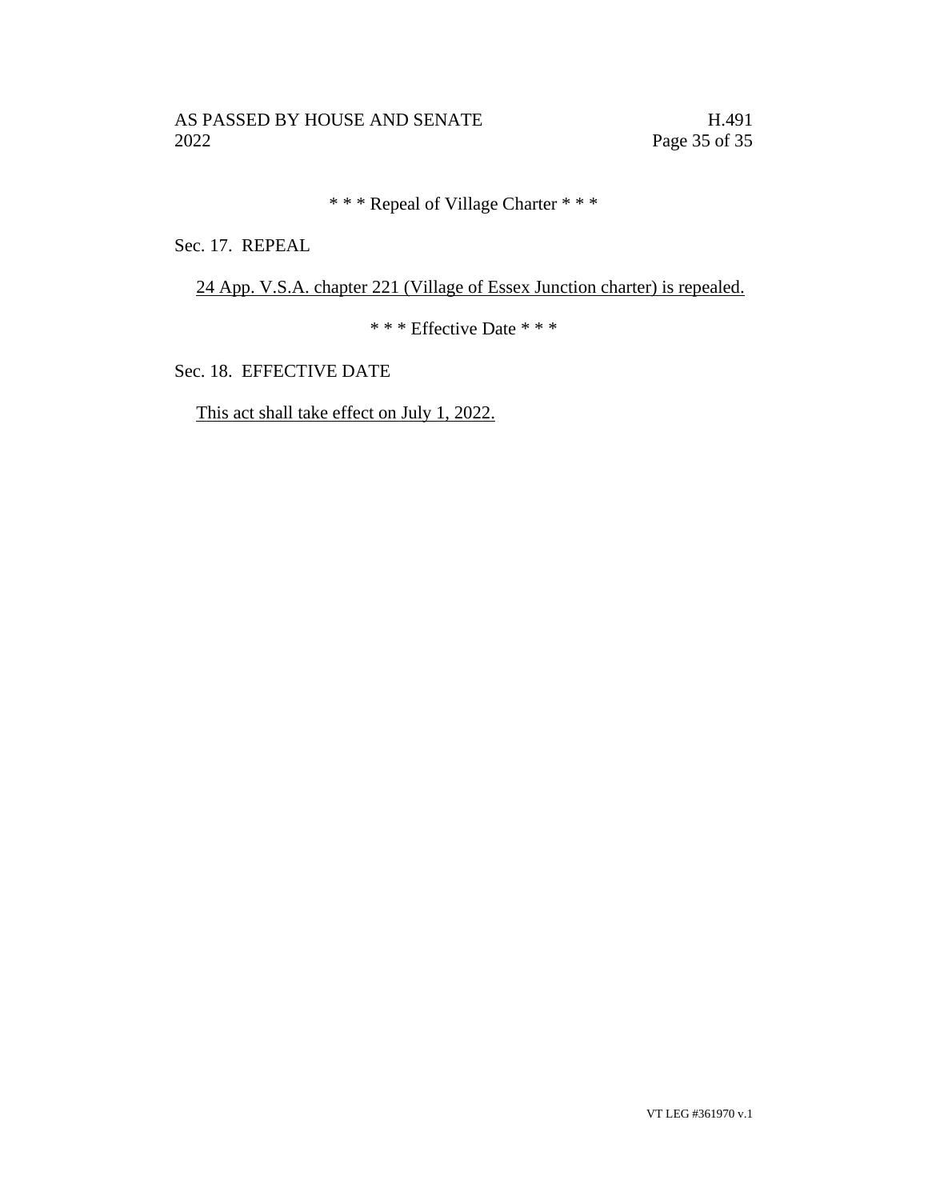\* \* \* Repeal of Village Charter \* \* \*

Sec. 17. REPEAL

24 App. V.S.A. chapter 221 (Village of Essex Junction charter) is repealed.

\* \* \* Effective Date \* \* \*

Sec. 18. EFFECTIVE DATE

This act shall take effect on July 1, 2022.